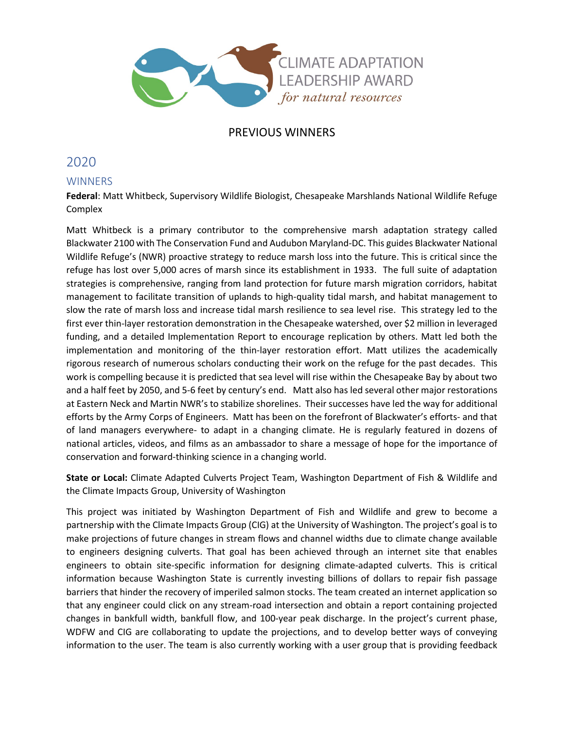CLIMATE ADAPTATION LEADERSHIP AWARD *for natural resources*

# PREVIOUS WINNERS

## 2020

### WINNERS

**Federal**: Matt Whitbeck, Supervisory Wildlife Biologist, Chesapeake Marshlands National Wildlife Refuge Complex

Matt Whitbeck is a primary contributor to the comprehensive marsh adaptation strategy called Blackwater 2100 with The Conservation Fund and Audubon Maryland-DC. This guides Blackwater National Wildlife Refuge's (NWR) proactive strategy to reduce marsh loss into the future. This is critical since the refuge has lost over 5,000 acres of marsh since its establishment in 1933. The full suite of adaptation strategies is comprehensive, ranging from land protection for future marsh migration corridors, habitat management to facilitate transition of uplands to high-quality tidal marsh, and habitat management to slow the rate of marsh loss and increase tidal marsh resilience to sea level rise. This strategy led to the first ever thin-layer restoration demonstration in the Chesapeake watershed, over $2 million in leveraged funding, and a detailed Implementation Report to encourage replication by others. Matt led both the implementation and monitoring of the thin-layer restoration effort. Matt utilizes the academically rigorous research of numerous scholars conducting their work on the refuge for the past decades. This work is compelling because it is predicted that sea level will rise within the Chesapeake Bay by about two and a half feet by 2050, and 5-6 feet by century's end. Matt also has led several other major restorations at Eastern Neck and Martin NWR's to stabilize shorelines. Their successes have led the way for additional efforts by the Army Corps of Engineers. Matt has been on the forefront of Blackwater's efforts- and that of land managers everywhere- to adapt in a changing climate. He is regularly featured in dozens of national articles, videos, and films as an ambassador to share a message of hope for the importance of conservation and forward-thinking science in a changing world.

**State or Local:** Climate Adapted Culverts Project Team, Washington Department of Fish & Wildlife and the Climate Impacts Group, University of Washington

This project was initiated by Washington Department of Fish and Wildlife and grew to become a partnership with the Climate Impacts Group (CIG) at the University of Washington. The project's goal is to make projections of future changes in stream flows and channel widths due to climate change available to engineers designing culverts. That goal has been achieved through an internet site that enables engineers to obtain site-specific information for designing climate-adapted culverts. This is critical information because Washington State is currently investing billions of dollars to repair fish passage barriers that hinder the recovery of imperiled salmon stocks. The team created an internet application so that any engineer could click on any stream-road intersection and obtain a report containing projected changes in bankfull width, bankfull flow, and 100-year peak discharge. In the project's current phase, WDFW and CIG are collaborating to update the projections, and to develop better ways of conveying information to the user. The team is also currently working with a user group that is providing feedback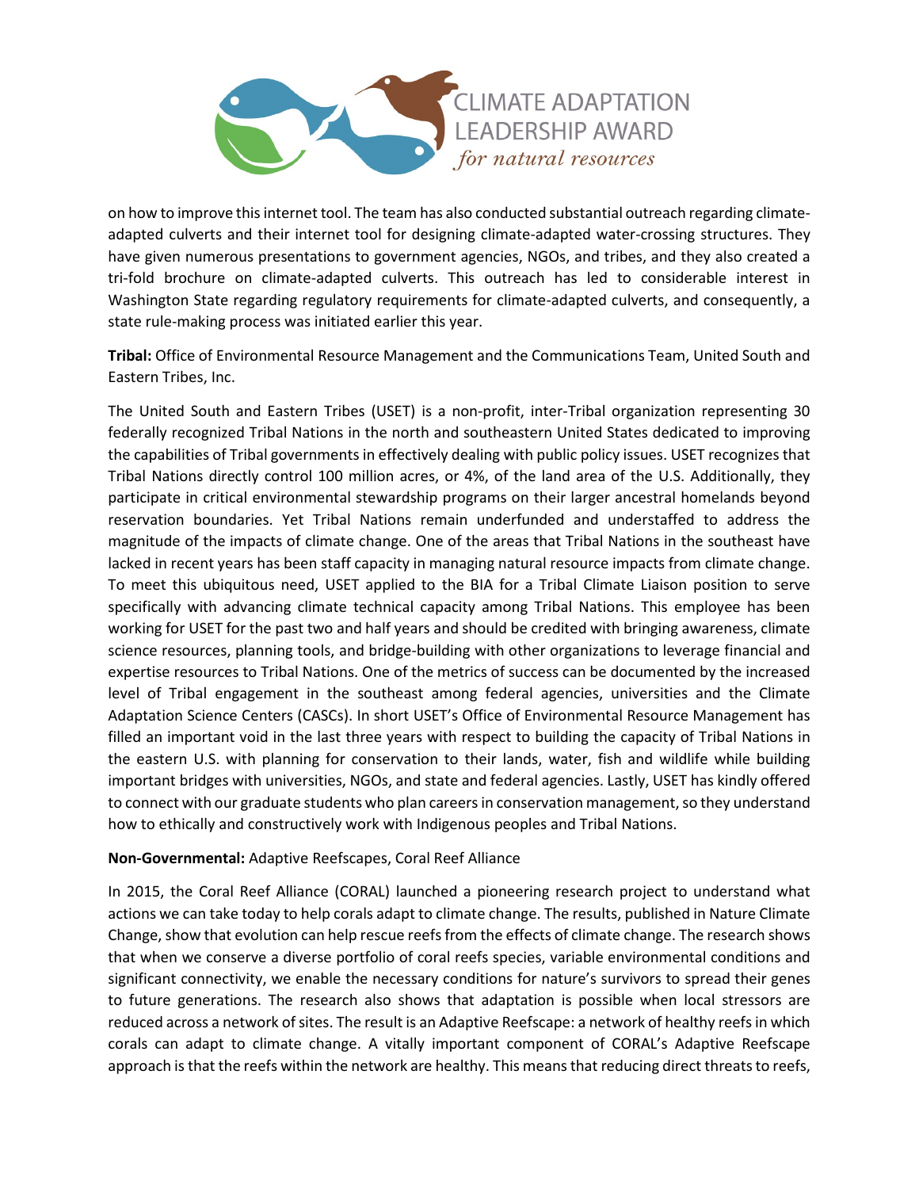on how to improve this internet tool. The team has also conducted substantial outreach regarding climate-adapted culverts and their internet tool for designing climate-adapted water-crossing structures. They have given numerous presentations to government agencies, NGOs, and tribes, and they also created a tri-fold brochure on climate-adapted culverts. This outreach has led to considerable interest in Washington State regarding regulatory requirements for climate-adapted culverts, and consequently, a state rule-making process was initiated earlier this year.

**Tribal:** Office of Environmental Resource Management and the Communications Team, United South and Eastern Tribes, Inc.

The United South and Eastern Tribes (USET) is a non-profit, inter-Tribal organization representing 30 federally recognized Tribal Nations in the north and southeastern United States dedicated to improving the capabilities of Tribal governments in effectively dealing with public policy issues. USET recognizes that Tribal Nations directly control 100 million acres, or 4%, of the land area of the U.S. Additionally, they participate in critical environmental stewardship programs on their larger ancestral homelands beyond reservation boundaries. Yet Tribal Nations remain underfunded and understaffed to address the magnitude of the impacts of climate change. One of the areas that Tribal Nations in the southeast have lacked in recent years has been staff capacity in managing natural resource impacts from climate change. To meet this ubiquitous need, USET applied to the BIA for a Tribal Climate Liaison position to serve specifically with advancing climate technical capacity among Tribal Nations. This employee has been working for USET for the past two and half years and should be credited with bringing awareness, climate science resources, planning tools, and bridge-building with other organizations to leverage financial and expertise resources to Tribal Nations. One of the metrics of success can be documented by the increased level of Tribal engagement in the southeast among federal agencies, universities and the Climate Adaptation Science Centers (CASCs). In short USET's Office of Environmental Resource Management has filled an important void in the last three years with respect to building the capacity of Tribal Nations in the eastern U.S. with planning for conservation to their lands, water, fish and wildlife while building important bridges with universities, NGOs, and state and federal agencies. Lastly, USET has kindly offered to connect with our graduate students who plan careers in conservation management, so they understand how to ethically and constructively work with Indigenous peoples and Tribal Nations.

**Non-Governmental:** Adaptive Reefscapes, Coral Reef Alliance

In 2015, the Coral Reef Alliance (CORAL) launched a pioneering research project to understand what actions we can take today to help corals adapt to climate change. The results, published in Nature Climate Change, show that evolution can help rescue reefs from the effects of climate change. The research shows that when we conserve a diverse portfolio of coral reefs species, variable environmental conditions and significant connectivity, we enable the necessary conditions for nature's survivors to spread their genes to future generations. The research also shows that adaptation is possible when local stressors are reduced across a network of sites. The result is an Adaptive Reefscape: a network of healthy reefs in which corals can adapt to climate change. A vitally important component of CORAL's Adaptive Reefscape approach is that the reefs within the network are healthy. This means that reducing direct threats to reefs,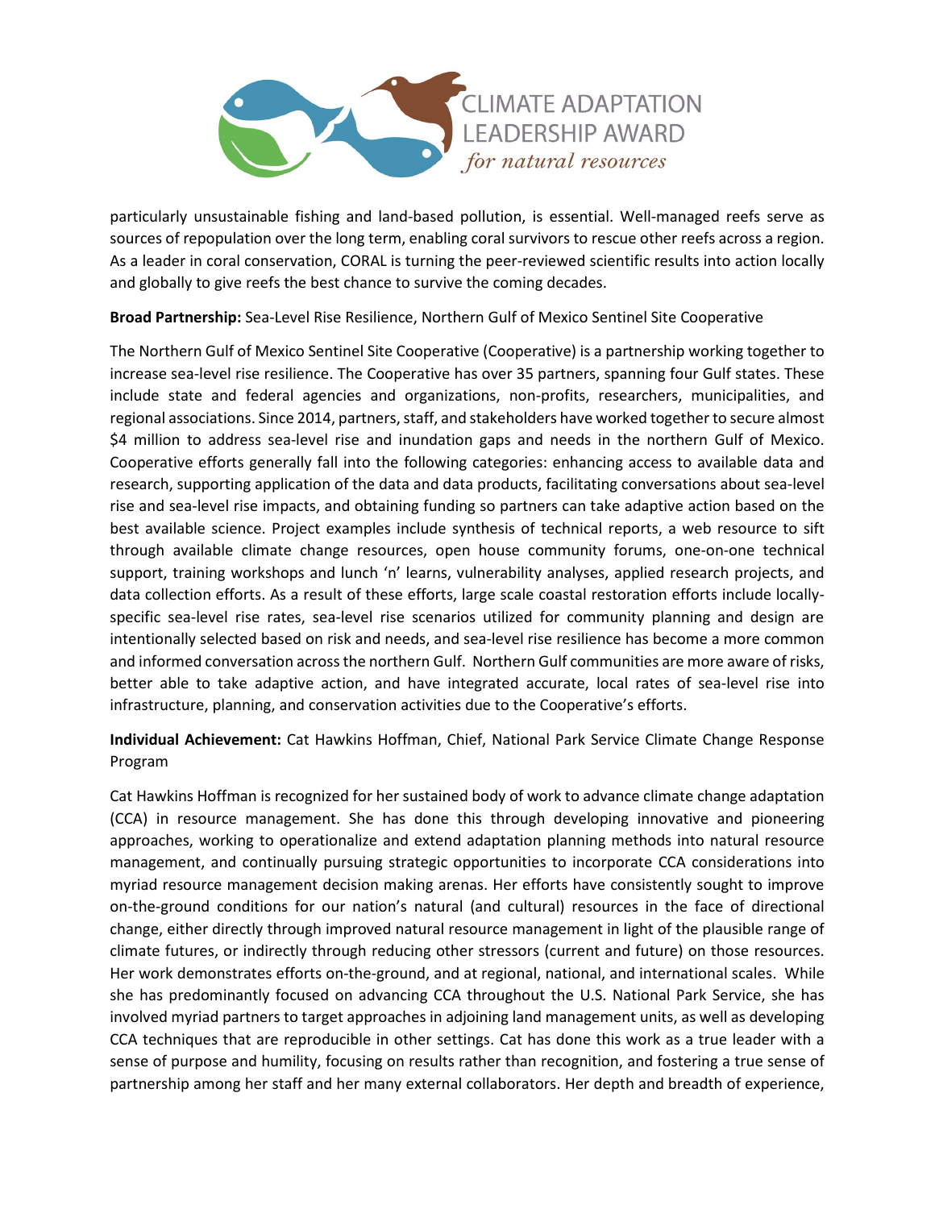particularly unsustainable fishing and land-based pollution, is essential. Well-managed reefs serve as sources of repopulation over the long term, enabling coral survivors to rescue other reefs across a region. As a leader in coral conservation, CORAL is turning the peer-reviewed scientific results into action locally and globally to give reefs the best chance to survive the coming decades.

**Broad Partnership:** Sea-Level Rise Resilience, Northern Gulf of Mexico Sentinel Site Cooperative

The Northern Gulf of Mexico Sentinel Site Cooperative (Cooperative) is a partnership working together to increase sea-level rise resilience. The Cooperative has over 35 partners, spanning four Gulf states. These include state and federal agencies and organizations, non-profits, researchers, municipalities, and regional associations. Since 2014, partners, staff, and stakeholders have worked together to secure almost $4 million to address sea-level rise and inundation gaps and needs in the northern Gulf of Mexico. Cooperative efforts generally fall into the following categories: enhancing access to available data and research, supporting application of the data and data products, facilitating conversations about sea-level rise and sea-level rise impacts, and obtaining funding so partners can take adaptive action based on the best available science. Project examples include synthesis of technical reports, a web resource to sift through available climate change resources, open house community forums, one-on-one technical support, training workshops and lunch 'n' learns, vulnerability analyses, applied research projects, and data collection efforts. As a result of these efforts, large scale coastal restoration efforts include locally-specific sea-level rise rates, sea-level rise scenarios utilized for community planning and design are intentionally selected based on risk and needs, and sea-level rise resilience has become a more common and informed conversation across the northern Gulf. Northern Gulf communities are more aware of risks, better able to take adaptive action, and have integrated accurate, local rates of sea-level rise into infrastructure, planning, and conservation activities due to the Cooperative's efforts.

**Individual Achievement:** Cat Hawkins Hoffman, Chief, National Park Service Climate Change Response Program

Cat Hawkins Hoffman is recognized for her sustained body of work to advance climate change adaptation (CCA) in resource management. She has done this through developing innovative and pioneering approaches, working to operationalize and extend adaptation planning methods into natural resource management, and continually pursuing strategic opportunities to incorporate CCA considerations into myriad resource management decision making arenas. Her efforts have consistently sought to improve on-the-ground conditions for our nation's natural (and cultural) resources in the face of directional change, either directly through improved natural resource management in light of the plausible range of climate futures, or indirectly through reducing other stressors (current and future) on those resources. Her work demonstrates efforts on-the-ground, and at regional, national, and international scales. While she has predominantly focused on advancing CCA throughout the U.S. National Park Service, she has involved myriad partners to target approaches in adjoining land management units, as well as developing CCA techniques that are reproducible in other settings. Cat has done this work as a true leader with a sense of purpose and humility, focusing on results rather than recognition, and fostering a true sense of partnership among her staff and her many external collaborators. Her depth and breadth of experience,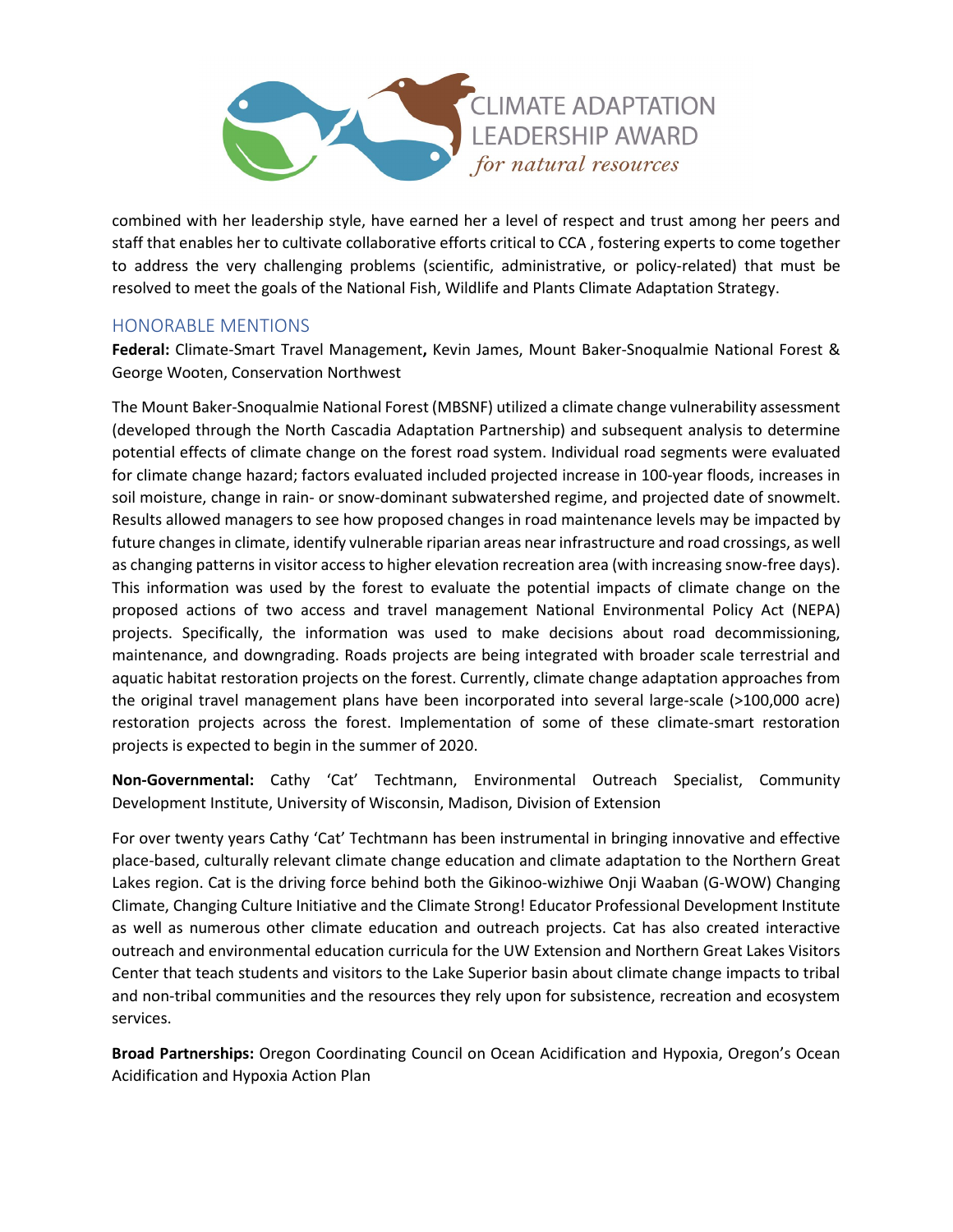combined with her leadership style, have earned her a level of respect and trust among her peers and staff that enables her to cultivate collaborative efforts critical to CCA , fostering experts to come together to address the very challenging problems (scientific, administrative, or policy-related) that must be resolved to meet the goals of the National Fish, Wildlife and Plants Climate Adaptation Strategy.

## HONORABLE MENTIONS

**Federal:** Climate-Smart Travel Management**,** Kevin James, Mount Baker-Snoqualmie National Forest & George Wooten, Conservation Northwest

The Mount Baker-Snoqualmie National Forest (MBSNF) utilized a climate change vulnerability assessment (developed through the North Cascadia Adaptation Partnership) and subsequent analysis to determine potential effects of climate change on the forest road system. Individual road segments were evaluated for climate change hazard; factors evaluated included projected increase in 100-year floods, increases in soil moisture, change in rain- or snow-dominant subwatershed regime, and projected date of snowmelt. Results allowed managers to see how proposed changes in road maintenance levels may be impacted by future changes in climate, identify vulnerable riparian areas near infrastructure and road crossings, as well as changing patterns in visitor access to higher elevation recreation area (with increasing snow-free days). This information was used by the forest to evaluate the potential impacts of climate change on the proposed actions of two access and travel management National Environmental Policy Act (NEPA) projects. Specifically, the information was used to make decisions about road decommissioning, maintenance, and downgrading. Roads projects are being integrated with broader scale terrestrial and aquatic habitat restoration projects on the forest. Currently, climate change adaptation approaches from the original travel management plans have been incorporated into several large-scale (>100,000 acre) restoration projects across the forest. Implementation of some of these climate-smart restoration projects is expected to begin in the summer of 2020.

**Non-Governmental:** Cathy 'Cat' Techtmann, Environmental Outreach Specialist, Community Development Institute, University of Wisconsin, Madison, Division of Extension

For over twenty years Cathy 'Cat' Techtmann has been instrumental in bringing innovative and effective place-based, culturally relevant climate change education and climate adaptation to the Northern Great Lakes region. Cat is the driving force behind both the Gikinoo-wizhiwe Onji Waaban (G-WOW) Changing Climate, Changing Culture Initiative and the Climate Strong! Educator Professional Development Institute as well as numerous other climate education and outreach projects. Cat has also created interactive outreach and environmental education curricula for the UW Extension and Northern Great Lakes Visitors Center that teach students and visitors to the Lake Superior basin about climate change impacts to tribal and non-tribal communities and the resources they rely upon for subsistence, recreation and ecosystem services.

**Broad Partnerships:** Oregon Coordinating Council on Ocean Acidification and Hypoxia, Oregon's Ocean Acidification and Hypoxia Action Plan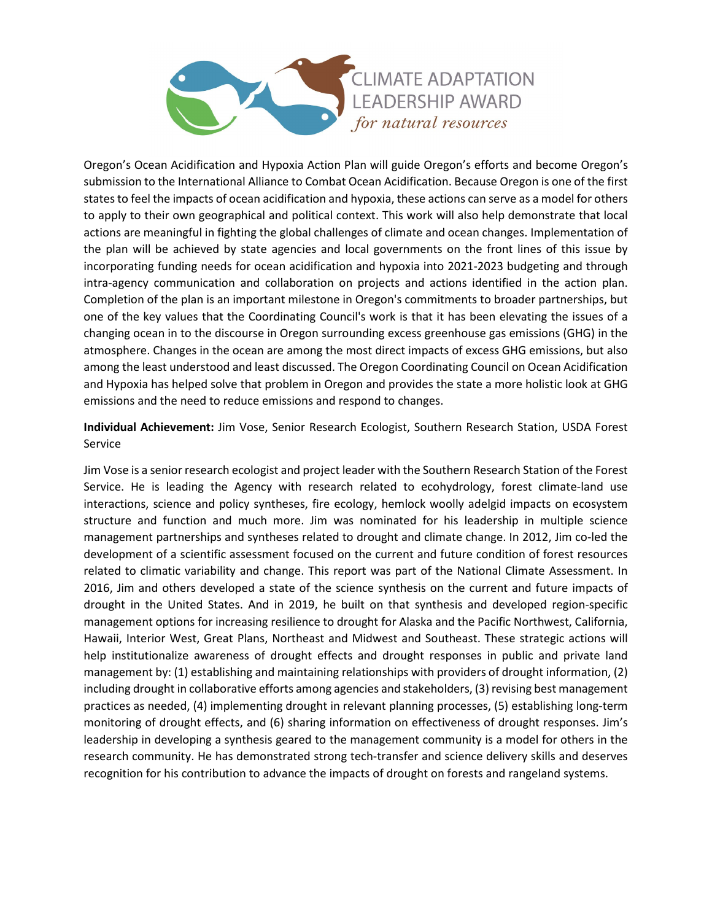Oregon's Ocean Acidification and Hypoxia Action Plan will guide Oregon's efforts and become Oregon's submission to the International Alliance to Combat Ocean Acidification. Because Oregon is one of the first states to feel the impacts of ocean acidification and hypoxia, these actions can serve as a model for others to apply to their own geographical and political context. This work will also help demonstrate that local actions are meaningful in fighting the global challenges of climate and ocean changes. Implementation of the plan will be achieved by state agencies and local governments on the front lines of this issue by incorporating funding needs for ocean acidification and hypoxia into 2021-2023 budgeting and through intra-agency communication and collaboration on projects and actions identified in the action plan. Completion of the plan is an important milestone in Oregon's commitments to broader partnerships, but one of the key values that the Coordinating Council's work is that it has been elevating the issues of a changing ocean in to the discourse in Oregon surrounding excess greenhouse gas emissions (GHG) in the atmosphere. Changes in the ocean are among the most direct impacts of excess GHG emissions, but also among the least understood and least discussed. The Oregon Coordinating Council on Ocean Acidification and Hypoxia has helped solve that problem in Oregon and provides the state a more holistic look at GHG emissions and the need to reduce emissions and respond to changes.

**Individual Achievement:** Jim Vose, Senior Research Ecologist, Southern Research Station, USDA Forest Service

Jim Vose is a senior research ecologist and project leader with the Southern Research Station of the Forest Service. He is leading the Agency with research related to ecohydrology, forest climate-land use interactions, science and policy syntheses, fire ecology, hemlock woolly adelgid impacts on ecosystem structure and function and much more. Jim was nominated for his leadership in multiple science management partnerships and syntheses related to drought and climate change. In 2012, Jim co-led the development of a scientific assessment focused on the current and future condition of forest resources related to climatic variability and change. This report was part of the National Climate Assessment. In 2016, Jim and others developed a state of the science synthesis on the current and future impacts of drought in the United States. And in 2019, he built on that synthesis and developed region-specific management options for increasing resilience to drought for Alaska and the Pacific Northwest, California, Hawaii, Interior West, Great Plans, Northeast and Midwest and Southeast. These strategic actions will help institutionalize awareness of drought effects and drought responses in public and private land management by: (1) establishing and maintaining relationships with providers of drought information, (2) including drought in collaborative efforts among agencies and stakeholders, (3) revising best management practices as needed, (4) implementing drought in relevant planning processes, (5) establishing long-term monitoring of drought effects, and (6) sharing information on effectiveness of drought responses. Jim's leadership in developing a synthesis geared to the management community is a model for others in the research community. He has demonstrated strong tech-transfer and science delivery skills and deserves recognition for his contribution to advance the impacts of drought on forests and rangeland systems.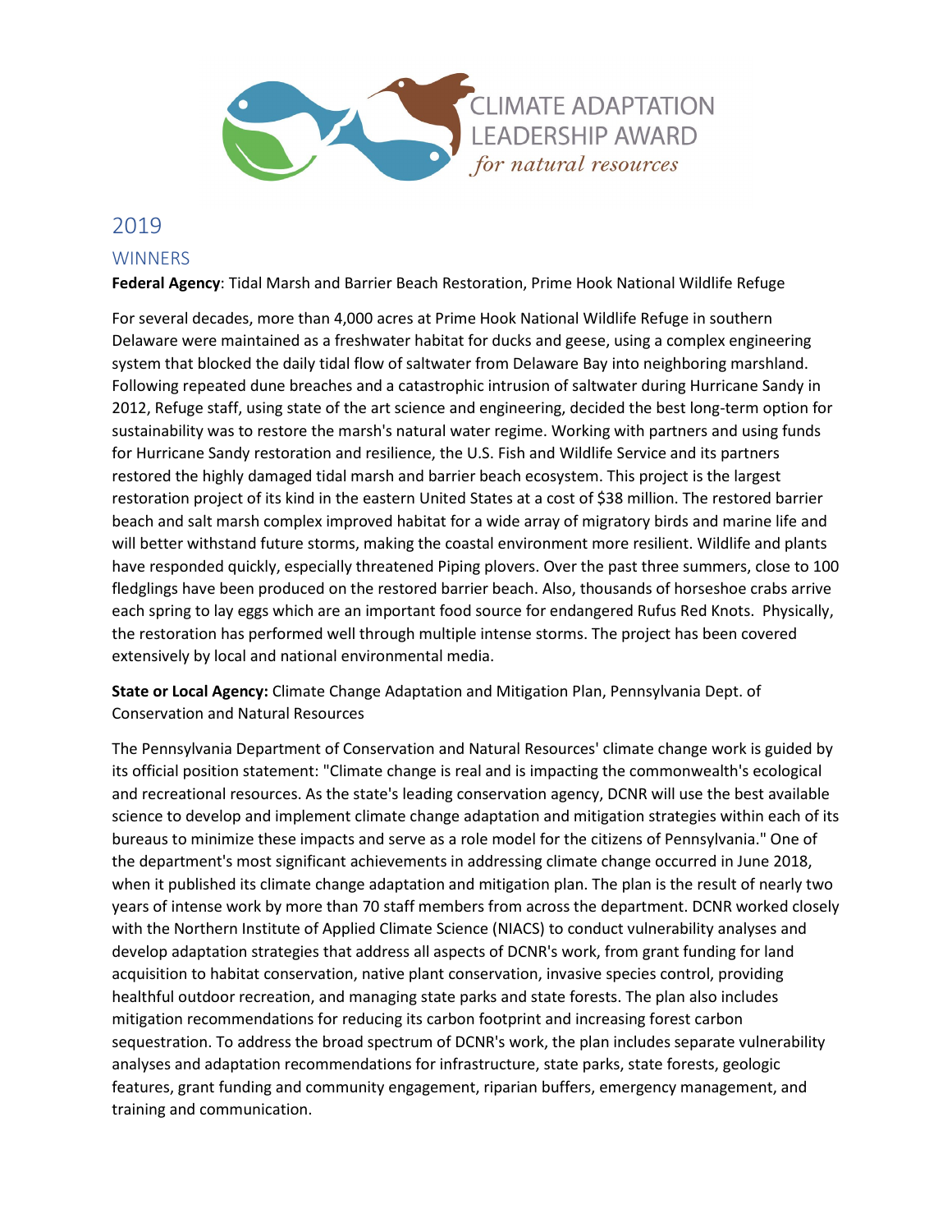CLIMATE ADAPTATION LEADERSHIP AWARD *for natural resources*

# 2019

## WINNERS

**Federal Agency**: Tidal Marsh and Barrier Beach Restoration, Prime Hook National Wildlife Refuge

For several decades, more than 4,000 acres at Prime Hook National Wildlife Refuge in southern Delaware were maintained as a freshwater habitat for ducks and geese, using a complex engineering system that blocked the daily tidal flow of saltwater from Delaware Bay into neighboring marshland. Following repeated dune breaches and a catastrophic intrusion of saltwater during Hurricane Sandy in 2012, Refuge staff, using state of the art science and engineering, decided the best long-term option for sustainability was to restore the marsh's natural water regime. Working with partners and using funds for Hurricane Sandy restoration and resilience, the U.S. Fish and Wildlife Service and its partners restored the highly damaged tidal marsh and barrier beach ecosystem. This project is the largest restoration project of its kind in the eastern United States at a cost of $38 million. The restored barrier beach and salt marsh complex improved habitat for a wide array of migratory birds and marine life and will better withstand future storms, making the coastal environment more resilient. Wildlife and plants have responded quickly, especially threatened Piping plovers. Over the past three summers, close to 100 fledglings have been produced on the restored barrier beach. Also, thousands of horseshoe crabs arrive each spring to lay eggs which are an important food source for endangered Rufus Red Knots. Physically, the restoration has performed well through multiple intense storms. The project has been covered extensively by local and national environmental media.

**State or Local Agency:** Climate Change Adaptation and Mitigation Plan, Pennsylvania Dept. of Conservation and Natural Resources

The Pennsylvania Department of Conservation and Natural Resources' climate change work is guided by its official position statement: "Climate change is real and is impacting the commonwealth's ecological and recreational resources. As the state's leading conservation agency, DCNR will use the best available science to develop and implement climate change adaptation and mitigation strategies within each of its bureaus to minimize these impacts and serve as a role model for the citizens of Pennsylvania." One of the department's most significant achievements in addressing climate change occurred in June 2018, when it published its climate change adaptation and mitigation plan. The plan is the result of nearly two years of intense work by more than 70 staff members from across the department. DCNR worked closely with the Northern Institute of Applied Climate Science (NIACS) to conduct vulnerability analyses and develop adaptation strategies that address all aspects of DCNR's work, from grant funding for land acquisition to habitat conservation, native plant conservation, invasive species control, providing healthful outdoor recreation, and managing state parks and state forests. The plan also includes mitigation recommendations for reducing its carbon footprint and increasing forest carbon sequestration. To address the broad spectrum of DCNR's work, the plan includes separate vulnerability analyses and adaptation recommendations for infrastructure, state parks, state forests, geologic features, grant funding and community engagement, riparian buffers, emergency management, and training and communication.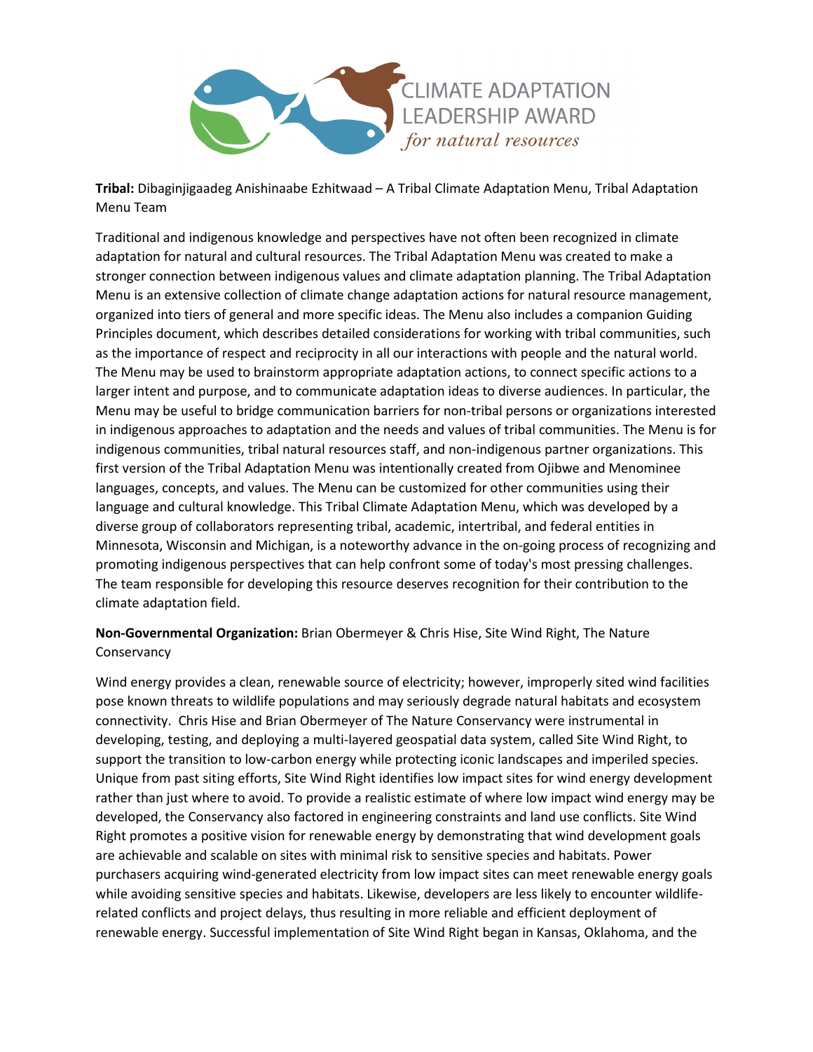**Tribal:** Dibaginjigaadeg Anishinaabe Ezhitwaad – A Tribal Climate Adaptation Menu, Tribal Adaptation Menu Team

Traditional and indigenous knowledge and perspectives have not often been recognized in climate adaptation for natural and cultural resources. The Tribal Adaptation Menu was created to make a stronger connection between indigenous values and climate adaptation planning. The Tribal Adaptation Menu is an extensive collection of climate change adaptation actions for natural resource management, organized into tiers of general and more specific ideas. The Menu also includes a companion Guiding Principles document, which describes detailed considerations for working with tribal communities, such as the importance of respect and reciprocity in all our interactions with people and the natural world. The Menu may be used to brainstorm appropriate adaptation actions, to connect specific actions to a larger intent and purpose, and to communicate adaptation ideas to diverse audiences. In particular, the Menu may be useful to bridge communication barriers for non-tribal persons or organizations interested in indigenous approaches to adaptation and the needs and values of tribal communities. The Menu is for indigenous communities, tribal natural resources staff, and non-indigenous partner organizations. This first version of the Tribal Adaptation Menu was intentionally created from Ojibwe and Menominee languages, concepts, and values. The Menu can be customized for other communities using their language and cultural knowledge. This Tribal Climate Adaptation Menu, which was developed by a diverse group of collaborators representing tribal, academic, intertribal, and federal entities in Minnesota, Wisconsin and Michigan, is a noteworthy advance in the on-going process of recognizing and promoting indigenous perspectives that can help confront some of today's most pressing challenges. The team responsible for developing this resource deserves recognition for their contribution to the climate adaptation field.

**Non-Governmental Organization:** Brian Obermeyer & Chris Hise, Site Wind Right, The Nature Conservancy

Wind energy provides a clean, renewable source of electricity; however, improperly sited wind facilities pose known threats to wildlife populations and may seriously degrade natural habitats and ecosystem connectivity. Chris Hise and Brian Obermeyer of The Nature Conservancy were instrumental in developing, testing, and deploying a multi-layered geospatial data system, called Site Wind Right, to support the transition to low-carbon energy while protecting iconic landscapes and imperiled species. Unique from past siting efforts, Site Wind Right identifies low impact sites for wind energy development rather than just where to avoid. To provide a realistic estimate of where low impact wind energy may be developed, the Conservancy also factored in engineering constraints and land use conflicts. Site Wind Right promotes a positive vision for renewable energy by demonstrating that wind development goals are achievable and scalable on sites with minimal risk to sensitive species and habitats. Power purchasers acquiring wind-generated electricity from low impact sites can meet renewable energy goals while avoiding sensitive species and habitats. Likewise, developers are less likely to encounter wildlife-related conflicts and project delays, thus resulting in more reliable and efficient deployment of renewable energy. Successful implementation of Site Wind Right began in Kansas, Oklahoma, and the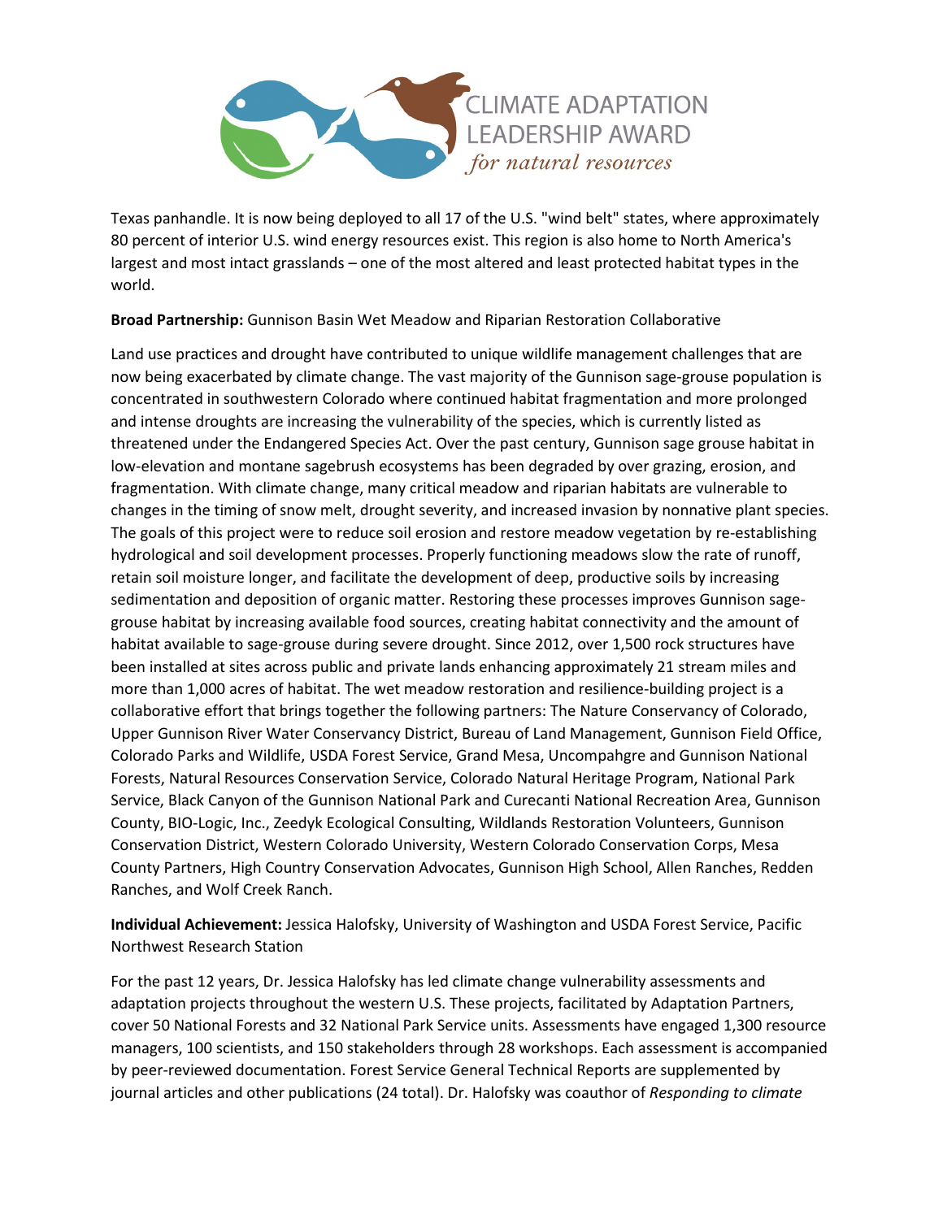Texas panhandle. It is now being deployed to all 17 of the U.S. "wind belt" states, where approximately 80 percent of interior U.S. wind energy resources exist. This region is also home to North America's largest and most intact grasslands – one of the most altered and least protected habitat types in the world.

**Broad Partnership:** Gunnison Basin Wet Meadow and Riparian Restoration Collaborative

Land use practices and drought have contributed to unique wildlife management challenges that are now being exacerbated by climate change. The vast majority of the Gunnison sage-grouse population is concentrated in southwestern Colorado where continued habitat fragmentation and more prolonged and intense droughts are increasing the vulnerability of the species, which is currently listed as threatened under the Endangered Species Act. Over the past century, Gunnison sage grouse habitat in low-elevation and montane sagebrush ecosystems has been degraded by over grazing, erosion, and fragmentation. With climate change, many critical meadow and riparian habitats are vulnerable to changes in the timing of snow melt, drought severity, and increased invasion by nonnative plant species. The goals of this project were to reduce soil erosion and restore meadow vegetation by re-establishing hydrological and soil development processes. Properly functioning meadows slow the rate of runoff, retain soil moisture longer, and facilitate the development of deep, productive soils by increasing sedimentation and deposition of organic matter. Restoring these processes improves Gunnison sage-grouse habitat by increasing available food sources, creating habitat connectivity and the amount of habitat available to sage-grouse during severe drought. Since 2012, over 1,500 rock structures have been installed at sites across public and private lands enhancing approximately 21 stream miles and more than 1,000 acres of habitat. The wet meadow restoration and resilience-building project is a collaborative effort that brings together the following partners: The Nature Conservancy of Colorado, Upper Gunnison River Water Conservancy District, Bureau of Land Management, Gunnison Field Office, Colorado Parks and Wildlife, USDA Forest Service, Grand Mesa, Uncompahgre and Gunnison National Forests, Natural Resources Conservation Service, Colorado Natural Heritage Program, National Park Service, Black Canyon of the Gunnison National Park and Curecanti National Recreation Area, Gunnison County, BIO-Logic, Inc., Zeedyk Ecological Consulting, Wildlands Restoration Volunteers, Gunnison Conservation District, Western Colorado University, Western Colorado Conservation Corps, Mesa County Partners, High Country Conservation Advocates, Gunnison High School, Allen Ranches, Redden Ranches, and Wolf Creek Ranch.

**Individual Achievement:** Jessica Halofsky, University of Washington and USDA Forest Service, Pacific Northwest Research Station

For the past 12 years, Dr. Jessica Halofsky has led climate change vulnerability assessments and adaptation projects throughout the western U.S. These projects, facilitated by Adaptation Partners, cover 50 National Forests and 32 National Park Service units. Assessments have engaged 1,300 resource managers, 100 scientists, and 150 stakeholders through 28 workshops. Each assessment is accompanied by peer-reviewed documentation. Forest Service General Technical Reports are supplemented by journal articles and other publications (24 total). Dr. Halofsky was coauthor of *Responding to climate*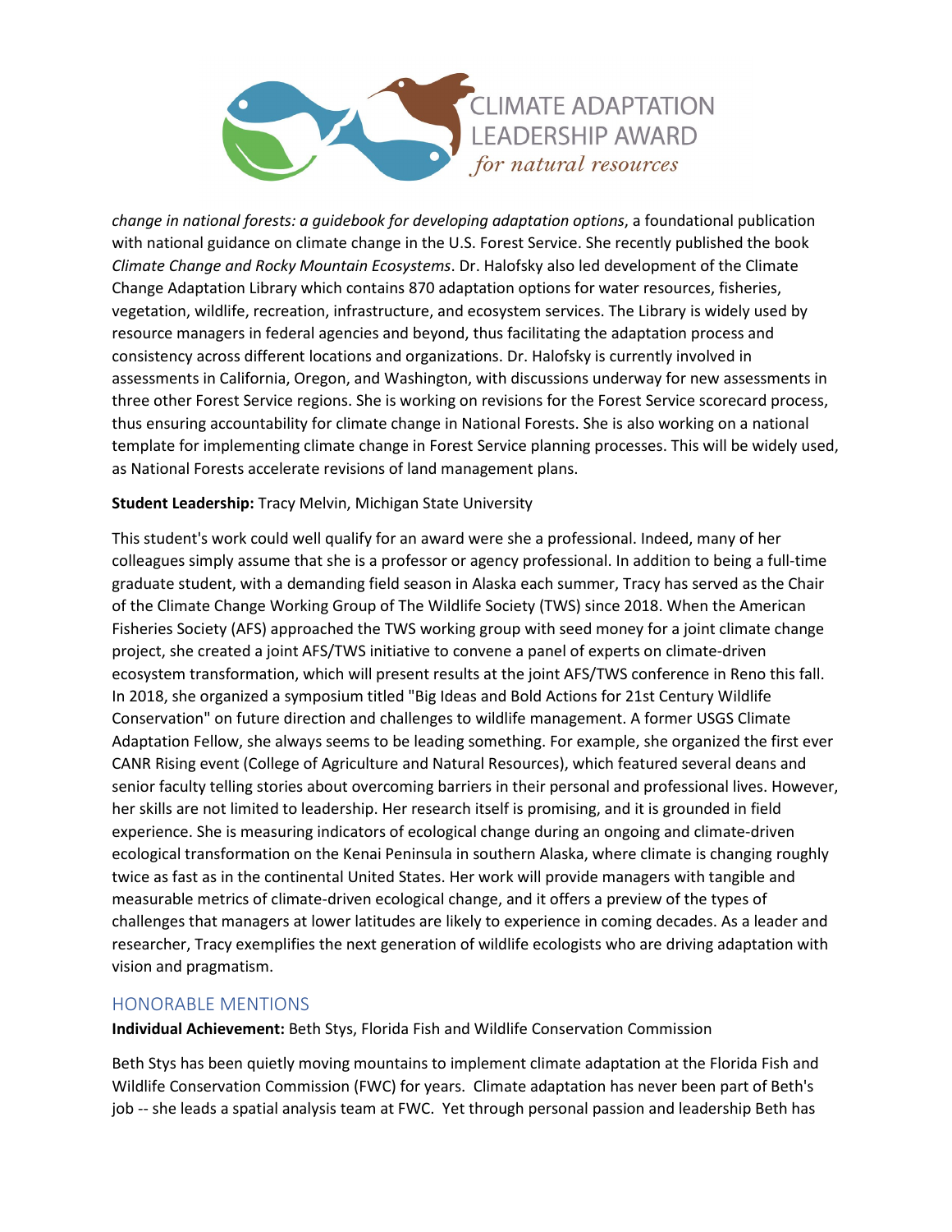*change in national forests: a guidebook for developing adaptation options*, a foundational publication with national guidance on climate change in the U.S. Forest Service. She recently published the book *Climate Change and Rocky Mountain Ecosystems*. Dr. Halofsky also led development of the Climate Change Adaptation Library which contains 870 adaptation options for water resources, fisheries, vegetation, wildlife, recreation, infrastructure, and ecosystem services. The Library is widely used by resource managers in federal agencies and beyond, thus facilitating the adaptation process and consistency across different locations and organizations. Dr. Halofsky is currently involved in assessments in California, Oregon, and Washington, with discussions underway for new assessments in three other Forest Service regions. She is working on revisions for the Forest Service scorecard process, thus ensuring accountability for climate change in National Forests. She is also working on a national template for implementing climate change in Forest Service planning processes. This will be widely used, as National Forests accelerate revisions of land management plans.

**Student Leadership:** Tracy Melvin, Michigan State University

This student's work could well qualify for an award were she a professional. Indeed, many of her colleagues simply assume that she is a professor or agency professional. In addition to being a full-time graduate student, with a demanding field season in Alaska each summer, Tracy has served as the Chair of the Climate Change Working Group of The Wildlife Society (TWS) since 2018. When the American Fisheries Society (AFS) approached the TWS working group with seed money for a joint climate change project, she created a joint AFS/TWS initiative to convene a panel of experts on climate-driven ecosystem transformation, which will present results at the joint AFS/TWS conference in Reno this fall. In 2018, she organized a symposium titled "Big Ideas and Bold Actions for 21st Century Wildlife Conservation" on future direction and challenges to wildlife management. A former USGS Climate Adaptation Fellow, she always seems to be leading something. For example, she organized the first ever CANR Rising event (College of Agriculture and Natural Resources), which featured several deans and senior faculty telling stories about overcoming barriers in their personal and professional lives. However, her skills are not limited to leadership. Her research itself is promising, and it is grounded in field experience. She is measuring indicators of ecological change during an ongoing and climate-driven ecological transformation on the Kenai Peninsula in southern Alaska, where climate is changing roughly twice as fast as in the continental United States. Her work will provide managers with tangible and measurable metrics of climate-driven ecological change, and it offers a preview of the types of challenges that managers at lower latitudes are likely to experience in coming decades. As a leader and researcher, Tracy exemplifies the next generation of wildlife ecologists who are driving adaptation with vision and pragmatism.

## HONORABLE MENTIONS

**Individual Achievement:** Beth Stys, Florida Fish and Wildlife Conservation Commission

Beth Stys has been quietly moving mountains to implement climate adaptation at the Florida Fish and Wildlife Conservation Commission (FWC) for years. Climate adaptation has never been part of Beth's job -- she leads a spatial analysis team at FWC. Yet through personal passion and leadership Beth has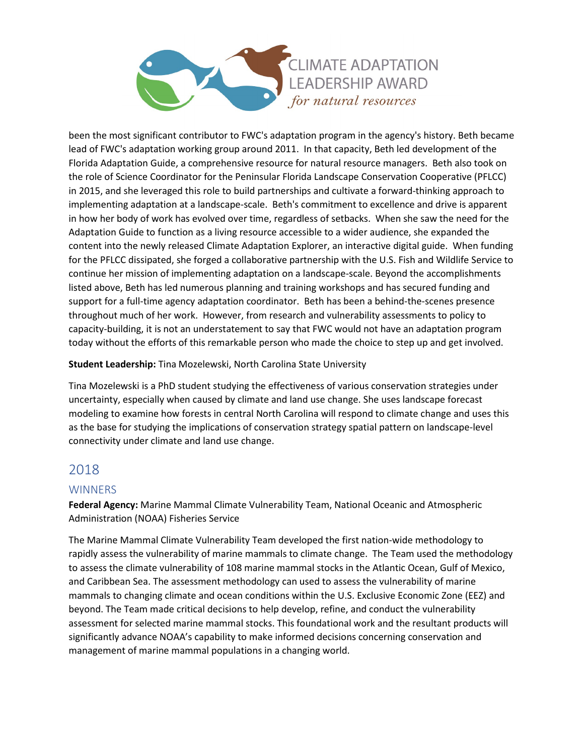been the most significant contributor to FWC's adaptation program in the agency's history. Beth became lead of FWC's adaptation working group around 2011. In that capacity, Beth led development of the Florida Adaptation Guide, a comprehensive resource for natural resource managers. Beth also took on the role of Science Coordinator for the Peninsular Florida Landscape Conservation Cooperative (PFLCC) in 2015, and she leveraged this role to build partnerships and cultivate a forward-thinking approach to implementing adaptation at a landscape-scale. Beth's commitment to excellence and drive is apparent in how her body of work has evolved over time, regardless of setbacks. When she saw the need for the Adaptation Guide to function as a living resource accessible to a wider audience, she expanded the content into the newly released Climate Adaptation Explorer, an interactive digital guide. When funding for the PFLCC dissipated, she forged a collaborative partnership with the U.S. Fish and Wildlife Service to continue her mission of implementing adaptation on a landscape-scale. Beyond the accomplishments listed above, Beth has led numerous planning and training workshops and has secured funding and support for a full-time agency adaptation coordinator. Beth has been a behind-the-scenes presence throughout much of her work. However, from research and vulnerability assessments to policy to capacity-building, it is not an understatement to say that FWC would not have an adaptation program today without the efforts of this remarkable person who made the choice to step up and get involved.

**Student Leadership:** Tina Mozelewski, North Carolina State University

Tina Mozelewski is a PhD student studying the effectiveness of various conservation strategies under uncertainty, especially when caused by climate and land use change. She uses landscape forecast modeling to examine how forests in central North Carolina will respond to climate change and uses this as the base for studying the implications of conservation strategy spatial pattern on landscape-level connectivity under climate and land use change.

## 2018

### WINNERS

**Federal Agency:** Marine Mammal Climate Vulnerability Team, National Oceanic and Atmospheric Administration (NOAA) Fisheries Service

The Marine Mammal Climate Vulnerability Team developed the first nation-wide methodology to rapidly assess the vulnerability of marine mammals to climate change. The Team used the methodology to assess the climate vulnerability of 108 marine mammal stocks in the Atlantic Ocean, Gulf of Mexico, and Caribbean Sea. The assessment methodology can used to assess the vulnerability of marine mammals to changing climate and ocean conditions within the U.S. Exclusive Economic Zone (EEZ) and beyond. The Team made critical decisions to help develop, refine, and conduct the vulnerability assessment for selected marine mammal stocks. This foundational work and the resultant products will significantly advance NOAA's capability to make informed decisions concerning conservation and management of marine mammal populations in a changing world.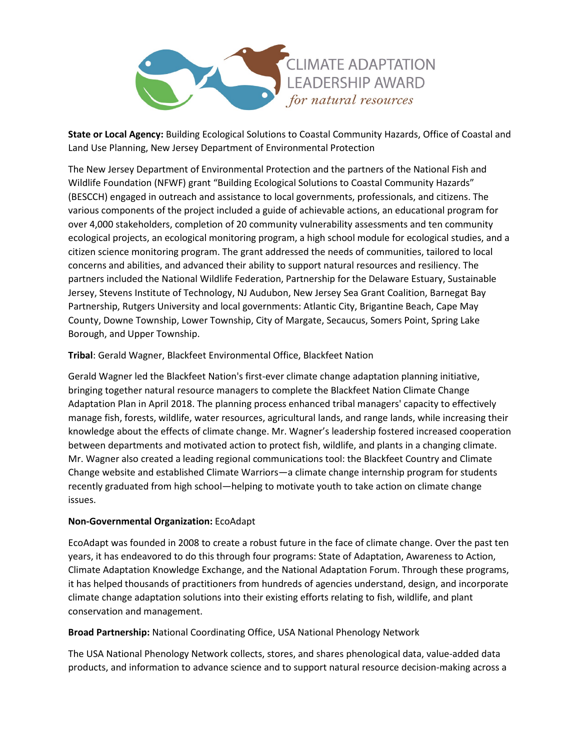**State or Local Agency:** Building Ecological Solutions to Coastal Community Hazards, Office of Coastal and Land Use Planning, New Jersey Department of Environmental Protection

The New Jersey Department of Environmental Protection and the partners of the National Fish and Wildlife Foundation (NFWF) grant "Building Ecological Solutions to Coastal Community Hazards" (BESCCH) engaged in outreach and assistance to local governments, professionals, and citizens. The various components of the project included a guide of achievable actions, an educational program for over 4,000 stakeholders, completion of 20 community vulnerability assessments and ten community ecological projects, an ecological monitoring program, a high school module for ecological studies, and a citizen science monitoring program. The grant addressed the needs of communities, tailored to local concerns and abilities, and advanced their ability to support natural resources and resiliency. The partners included the National Wildlife Federation, Partnership for the Delaware Estuary, Sustainable Jersey, Stevens Institute of Technology, NJ Audubon, New Jersey Sea Grant Coalition, Barnegat Bay Partnership, Rutgers University and local governments: Atlantic City, Brigantine Beach, Cape May County, Downe Township, Lower Township, City of Margate, Secaucus, Somers Point, Spring Lake Borough, and Upper Township.

**Tribal**: Gerald Wagner, Blackfeet Environmental Office, Blackfeet Nation

Gerald Wagner led the Blackfeet Nation's first-ever climate change adaptation planning initiative, bringing together natural resource managers to complete the Blackfeet Nation Climate Change Adaptation Plan in April 2018. The planning process enhanced tribal managers' capacity to effectively manage fish, forests, wildlife, water resources, agricultural lands, and range lands, while increasing their knowledge about the effects of climate change. Mr. Wagner's leadership fostered increased cooperation between departments and motivated action to protect fish, wildlife, and plants in a changing climate. Mr. Wagner also created a leading regional communications tool: the Blackfeet Country and Climate Change website and established Climate Warriors—a climate change internship program for students recently graduated from high school—helping to motivate youth to take action on climate change issues.

**Non-Governmental Organization:** EcoAdapt

EcoAdapt was founded in 2008 to create a robust future in the face of climate change. Over the past ten years, it has endeavored to do this through four programs: State of Adaptation, Awareness to Action, Climate Adaptation Knowledge Exchange, and the National Adaptation Forum. Through these programs, it has helped thousands of practitioners from hundreds of agencies understand, design, and incorporate climate change adaptation solutions into their existing efforts relating to fish, wildlife, and plant conservation and management.

**Broad Partnership:** National Coordinating Office, USA National Phenology Network

The USA National Phenology Network collects, stores, and shares phenological data, value-added data products, and information to advance science and to support natural resource decision-making across a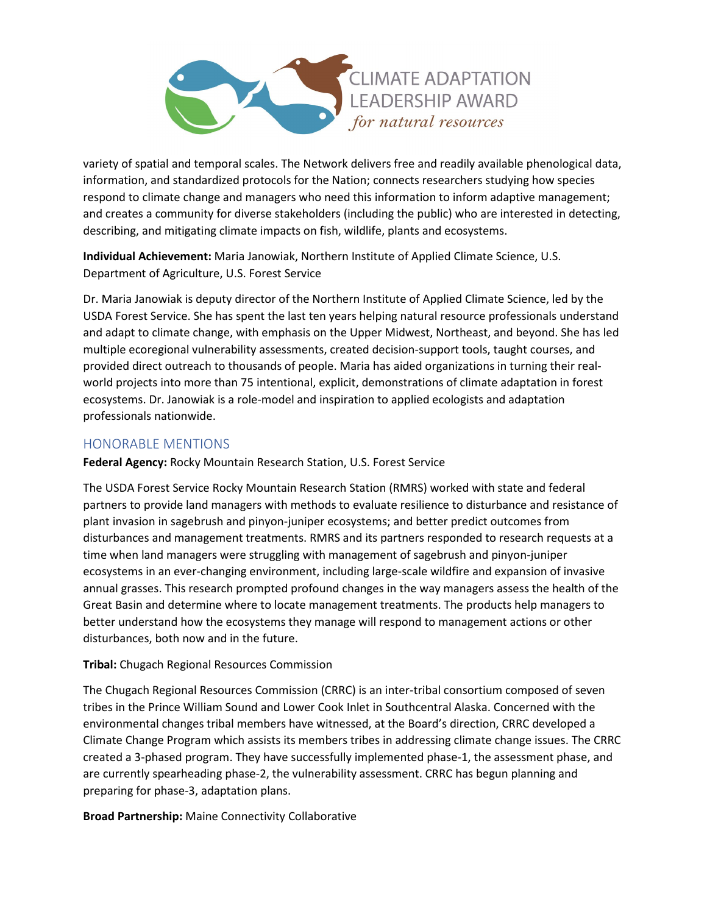variety of spatial and temporal scales. The Network delivers free and readily available phenological data, information, and standardized protocols for the Nation; connects researchers studying how species respond to climate change and managers who need this information to inform adaptive management; and creates a community for diverse stakeholders (including the public) who are interested in detecting, describing, and mitigating climate impacts on fish, wildlife, plants and ecosystems.

**Individual Achievement:** Maria Janowiak, Northern Institute of Applied Climate Science, U.S. Department of Agriculture, U.S. Forest Service

Dr. Maria Janowiak is deputy director of the Northern Institute of Applied Climate Science, led by the USDA Forest Service. She has spent the last ten years helping natural resource professionals understand and adapt to climate change, with emphasis on the Upper Midwest, Northeast, and beyond. She has led multiple ecoregional vulnerability assessments, created decision-support tools, taught courses, and provided direct outreach to thousands of people. Maria has aided organizations in turning their real-world projects into more than 75 intentional, explicit, demonstrations of climate adaptation in forest ecosystems. Dr. Janowiak is a role-model and inspiration to applied ecologists and adaptation professionals nationwide.

## HONORABLE MENTIONS

**Federal Agency:** Rocky Mountain Research Station, U.S. Forest Service

The USDA Forest Service Rocky Mountain Research Station (RMRS) worked with state and federal partners to provide land managers with methods to evaluate resilience to disturbance and resistance of plant invasion in sagebrush and pinyon-juniper ecosystems; and better predict outcomes from disturbances and management treatments. RMRS and its partners responded to research requests at a time when land managers were struggling with management of sagebrush and pinyon-juniper ecosystems in an ever-changing environment, including large-scale wildfire and expansion of invasive annual grasses. This research prompted profound changes in the way managers assess the health of the Great Basin and determine where to locate management treatments. The products help managers to better understand how the ecosystems they manage will respond to management actions or other disturbances, both now and in the future.

**Tribal:** Chugach Regional Resources Commission

The Chugach Regional Resources Commission (CRRC) is an inter-tribal consortium composed of seven tribes in the Prince William Sound and Lower Cook Inlet in Southcentral Alaska. Concerned with the environmental changes tribal members have witnessed, at the Board's direction, CRRC developed a Climate Change Program which assists its members tribes in addressing climate change issues. The CRRC created a 3-phased program. They have successfully implemented phase-1, the assessment phase, and are currently spearheading phase-2, the vulnerability assessment. CRRC has begun planning and preparing for phase-3, adaptation plans.

**Broad Partnership:** Maine Connectivity Collaborative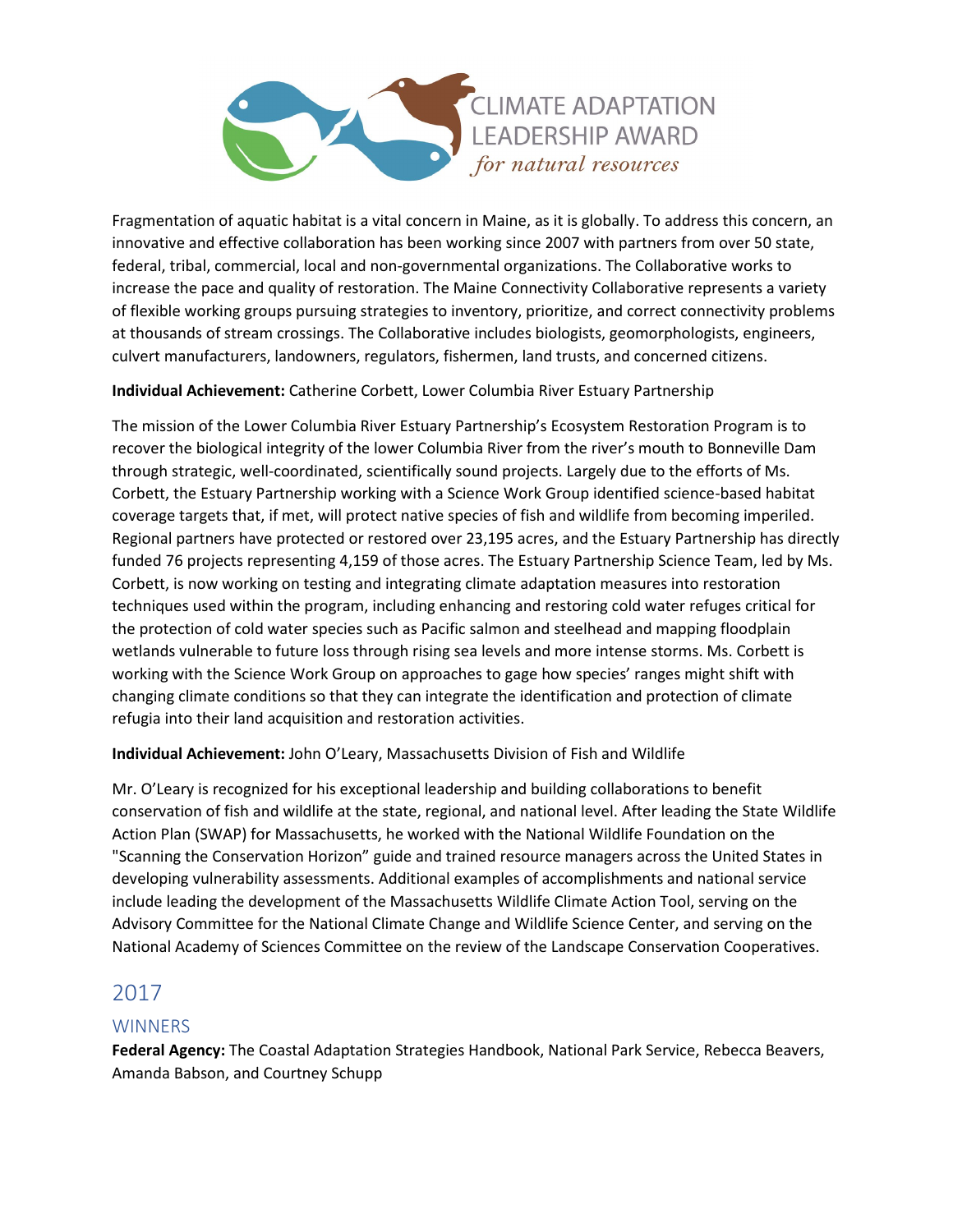Fragmentation of aquatic habitat is a vital concern in Maine, as it is globally. To address this concern, an innovative and effective collaboration has been working since 2007 with partners from over 50 state, federal, tribal, commercial, local and non-governmental organizations. The Collaborative works to increase the pace and quality of restoration. The Maine Connectivity Collaborative represents a variety of flexible working groups pursuing strategies to inventory, prioritize, and correct connectivity problems at thousands of stream crossings. The Collaborative includes biologists, geomorphologists, engineers, culvert manufacturers, landowners, regulators, fishermen, land trusts, and concerned citizens.

**Individual Achievement:** Catherine Corbett, Lower Columbia River Estuary Partnership

The mission of the Lower Columbia River Estuary Partnership's Ecosystem Restoration Program is to recover the biological integrity of the lower Columbia River from the river's mouth to Bonneville Dam through strategic, well-coordinated, scientifically sound projects. Largely due to the efforts of Ms. Corbett, the Estuary Partnership working with a Science Work Group identified science-based habitat coverage targets that, if met, will protect native species of fish and wildlife from becoming imperiled. Regional partners have protected or restored over 23,195 acres, and the Estuary Partnership has directly funded 76 projects representing 4,159 of those acres. The Estuary Partnership Science Team, led by Ms. Corbett, is now working on testing and integrating climate adaptation measures into restoration techniques used within the program, including enhancing and restoring cold water refuges critical for the protection of cold water species such as Pacific salmon and steelhead and mapping floodplain wetlands vulnerable to future loss through rising sea levels and more intense storms. Ms. Corbett is working with the Science Work Group on approaches to gage how species' ranges might shift with changing climate conditions so that they can integrate the identification and protection of climate refugia into their land acquisition and restoration activities.

**Individual Achievement:** John O'Leary, Massachusetts Division of Fish and Wildlife

Mr. O'Leary is recognized for his exceptional leadership and building collaborations to benefit conservation of fish and wildlife at the state, regional, and national level. After leading the State Wildlife Action Plan (SWAP) for Massachusetts, he worked with the National Wildlife Foundation on the "Scanning the Conservation Horizon" guide and trained resource managers across the United States in developing vulnerability assessments. Additional examples of accomplishments and national service include leading the development of the Massachusetts Wildlife Climate Action Tool, serving on the Advisory Committee for the National Climate Change and Wildlife Science Center, and serving on the National Academy of Sciences Committee on the review of the Landscape Conservation Cooperatives.

## 2017

### WINNERS

**Federal Agency:** The Coastal Adaptation Strategies Handbook, National Park Service, Rebecca Beavers, Amanda Babson, and Courtney Schupp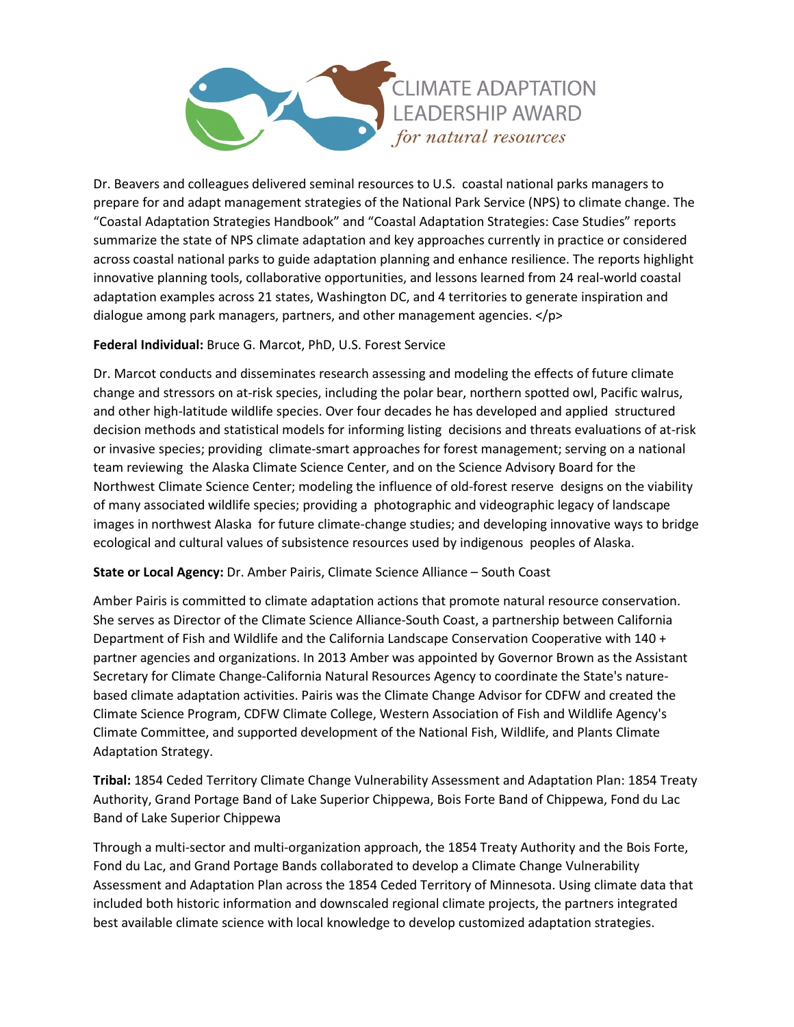CLIMATE ADAPTATION LEADERSHIP AWARD *for natural resources*

Dr. Beavers and colleagues delivered seminal resources to U.S. coastal national parks managers to prepare for and adapt management strategies of the National Park Service (NPS) to climate change. The "Coastal Adaptation Strategies Handbook" and "Coastal Adaptation Strategies: Case Studies" reports summarize the state of NPS climate adaptation and key approaches currently in practice or considered across coastal national parks to guide adaptation planning and enhance resilience. The reports highlight innovative planning tools, collaborative opportunities, and lessons learned from 24 real-world coastal adaptation examples across 21 states, Washington DC, and 4 territories to generate inspiration and dialogue among park managers, partners, and other management agencies. </p>

**Federal Individual:** Bruce G. Marcot, PhD, U.S. Forest Service

Dr. Marcot conducts and disseminates research assessing and modeling the effects of future climate change and stressors on at-risk species, including the polar bear, northern spotted owl, Pacific walrus, and other high-latitude wildlife species. Over four decades he has developed and applied structured decision methods and statistical models for informing listing decisions and threats evaluations of at-risk or invasive species; providing climate-smart approaches for forest management; serving on a national team reviewing the Alaska Climate Science Center, and on the Science Advisory Board for the Northwest Climate Science Center; modeling the influence of old-forest reserve designs on the viability of many associated wildlife species; providing a photographic and videographic legacy of landscape images in northwest Alaska for future climate-change studies; and developing innovative ways to bridge ecological and cultural values of subsistence resources used by indigenous peoples of Alaska.

**State or Local Agency:** Dr. Amber Pairis, Climate Science Alliance – South Coast

Amber Pairis is committed to climate adaptation actions that promote natural resource conservation. She serves as Director of the Climate Science Alliance-South Coast, a partnership between California Department of Fish and Wildlife and the California Landscape Conservation Cooperative with 140 + partner agencies and organizations. In 2013 Amber was appointed by Governor Brown as the Assistant Secretary for Climate Change-California Natural Resources Agency to coordinate the State's nature-based climate adaptation activities. Pairis was the Climate Change Advisor for CDFW and created the Climate Science Program, CDFW Climate College, Western Association of Fish and Wildlife Agency's Climate Committee, and supported development of the National Fish, Wildlife, and Plants Climate Adaptation Strategy.

**Tribal:** 1854 Ceded Territory Climate Change Vulnerability Assessment and Adaptation Plan: 1854 Treaty Authority, Grand Portage Band of Lake Superior Chippewa, Bois Forte Band of Chippewa, Fond du Lac Band of Lake Superior Chippewa

Through a multi-sector and multi-organization approach, the 1854 Treaty Authority and the Bois Forte, Fond du Lac, and Grand Portage Bands collaborated to develop a Climate Change Vulnerability Assessment and Adaptation Plan across the 1854 Ceded Territory of Minnesota. Using climate data that included both historic information and downscaled regional climate projects, the partners integrated best available climate science with local knowledge to develop customized adaptation strategies.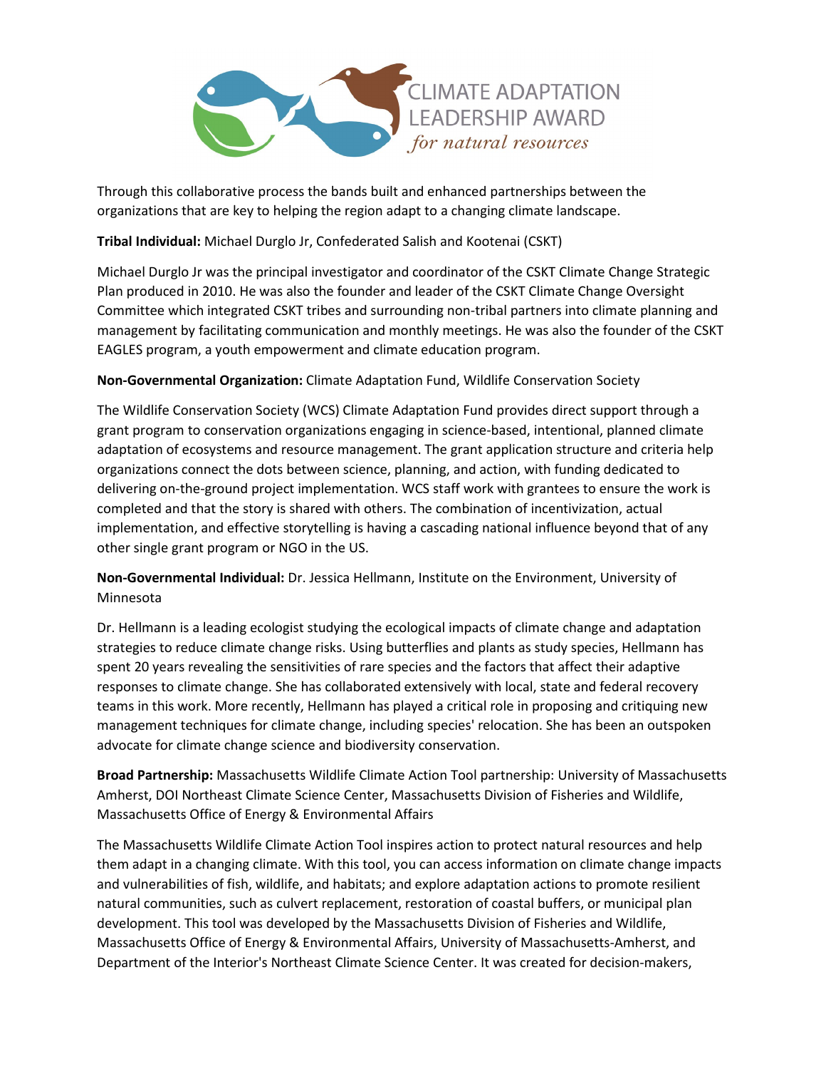Through this collaborative process the bands built and enhanced partnerships between the organizations that are key to helping the region adapt to a changing climate landscape.

**Tribal Individual:** Michael Durglo Jr, Confederated Salish and Kootenai (CSKT)

Michael Durglo Jr was the principal investigator and coordinator of the CSKT Climate Change Strategic Plan produced in 2010. He was also the founder and leader of the CSKT Climate Change Oversight Committee which integrated CSKT tribes and surrounding non-tribal partners into climate planning and management by facilitating communication and monthly meetings. He was also the founder of the CSKT EAGLES program, a youth empowerment and climate education program.

**Non-Governmental Organization:** Climate Adaptation Fund, Wildlife Conservation Society

The Wildlife Conservation Society (WCS) Climate Adaptation Fund provides direct support through a grant program to conservation organizations engaging in science-based, intentional, planned climate adaptation of ecosystems and resource management. The grant application structure and criteria help organizations connect the dots between science, planning, and action, with funding dedicated to delivering on-the-ground project implementation. WCS staff work with grantees to ensure the work is completed and that the story is shared with others. The combination of incentivization, actual implementation, and effective storytelling is having a cascading national influence beyond that of any other single grant program or NGO in the US.

**Non-Governmental Individual:** Dr. Jessica Hellmann, Institute on the Environment, University of Minnesota

Dr. Hellmann is a leading ecologist studying the ecological impacts of climate change and adaptation strategies to reduce climate change risks. Using butterflies and plants as study species, Hellmann has spent 20 years revealing the sensitivities of rare species and the factors that affect their adaptive responses to climate change. She has collaborated extensively with local, state and federal recovery teams in this work. More recently, Hellmann has played a critical role in proposing and critiquing new management techniques for climate change, including species' relocation. She has been an outspoken advocate for climate change science and biodiversity conservation.

**Broad Partnership:** Massachusetts Wildlife Climate Action Tool partnership: University of Massachusetts Amherst, DOI Northeast Climate Science Center, Massachusetts Division of Fisheries and Wildlife, Massachusetts Office of Energy & Environmental Affairs

The Massachusetts Wildlife Climate Action Tool inspires action to protect natural resources and help them adapt in a changing climate. With this tool, you can access information on climate change impacts and vulnerabilities of fish, wildlife, and habitats; and explore adaptation actions to promote resilient natural communities, such as culvert replacement, restoration of coastal buffers, or municipal plan development. This tool was developed by the Massachusetts Division of Fisheries and Wildlife, Massachusetts Office of Energy & Environmental Affairs, University of Massachusetts-Amherst, and Department of the Interior's Northeast Climate Science Center. It was created for decision-makers,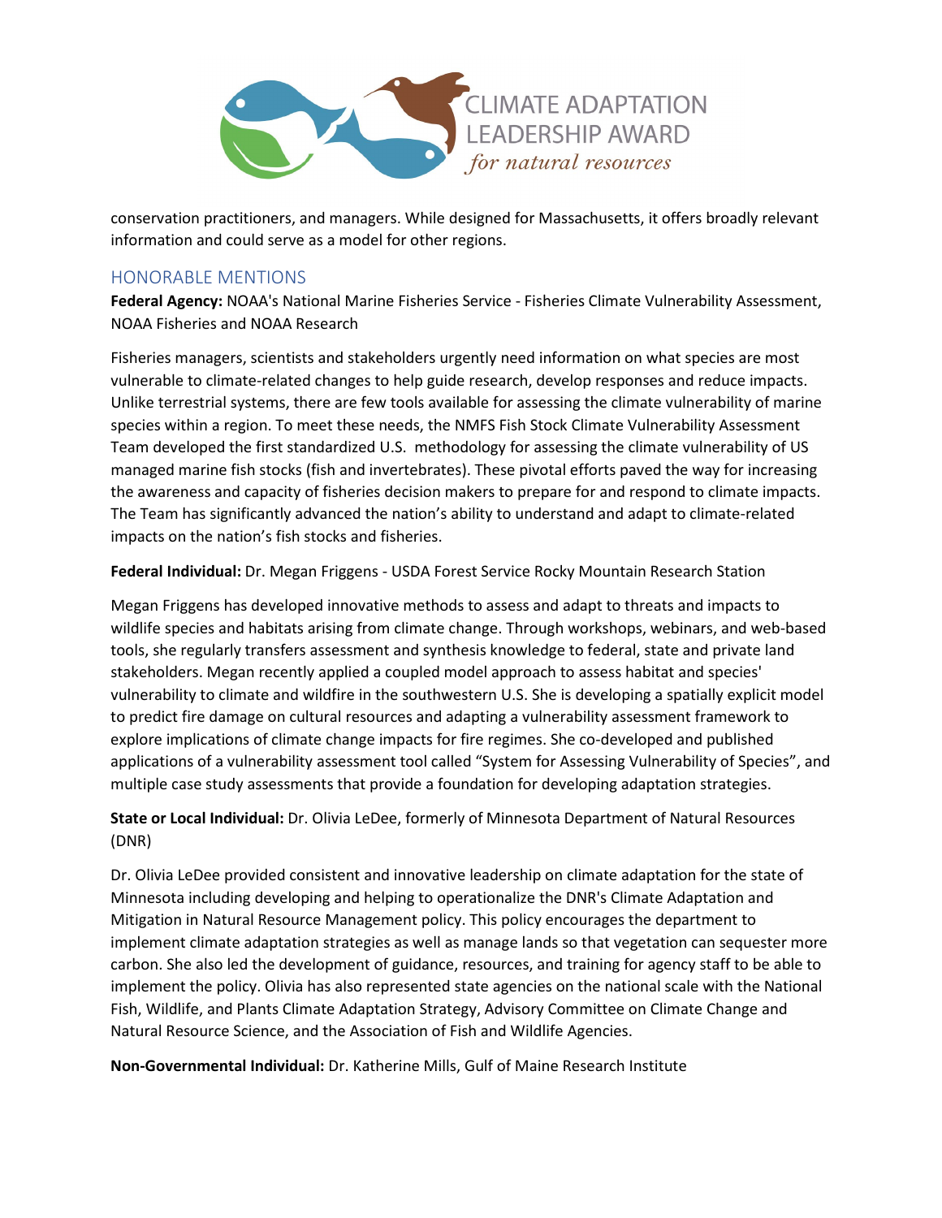conservation practitioners, and managers. While designed for Massachusetts, it offers broadly relevant information and could serve as a model for other regions.

## HONORABLE MENTIONS

**Federal Agency:** NOAA's National Marine Fisheries Service - Fisheries Climate Vulnerability Assessment, NOAA Fisheries and NOAA Research

Fisheries managers, scientists and stakeholders urgently need information on what species are most vulnerable to climate-related changes to help guide research, develop responses and reduce impacts. Unlike terrestrial systems, there are few tools available for assessing the climate vulnerability of marine species within a region. To meet these needs, the NMFS Fish Stock Climate Vulnerability Assessment Team developed the first standardized U.S. methodology for assessing the climate vulnerability of US managed marine fish stocks (fish and invertebrates). These pivotal efforts paved the way for increasing the awareness and capacity of fisheries decision makers to prepare for and respond to climate impacts. The Team has significantly advanced the nation's ability to understand and adapt to climate-related impacts on the nation's fish stocks and fisheries.

**Federal Individual:** Dr. Megan Friggens - USDA Forest Service Rocky Mountain Research Station

Megan Friggens has developed innovative methods to assess and adapt to threats and impacts to wildlife species and habitats arising from climate change. Through workshops, webinars, and web-based tools, she regularly transfers assessment and synthesis knowledge to federal, state and private land stakeholders. Megan recently applied a coupled model approach to assess habitat and species' vulnerability to climate and wildfire in the southwestern U.S. She is developing a spatially explicit model to predict fire damage on cultural resources and adapting a vulnerability assessment framework to explore implications of climate change impacts for fire regimes. She co-developed and published applications of a vulnerability assessment tool called "System for Assessing Vulnerability of Species", and multiple case study assessments that provide a foundation for developing adaptation strategies.

**State or Local Individual:** Dr. Olivia LeDee, formerly of Minnesota Department of Natural Resources (DNR)

Dr. Olivia LeDee provided consistent and innovative leadership on climate adaptation for the state of Minnesota including developing and helping to operationalize the DNR's Climate Adaptation and Mitigation in Natural Resource Management policy. This policy encourages the department to implement climate adaptation strategies as well as manage lands so that vegetation can sequester more carbon. She also led the development of guidance, resources, and training for agency staff to be able to implement the policy. Olivia has also represented state agencies on the national scale with the National Fish, Wildlife, and Plants Climate Adaptation Strategy, Advisory Committee on Climate Change and Natural Resource Science, and the Association of Fish and Wildlife Agencies.

**Non-Governmental Individual:** Dr. Katherine Mills, Gulf of Maine Research Institute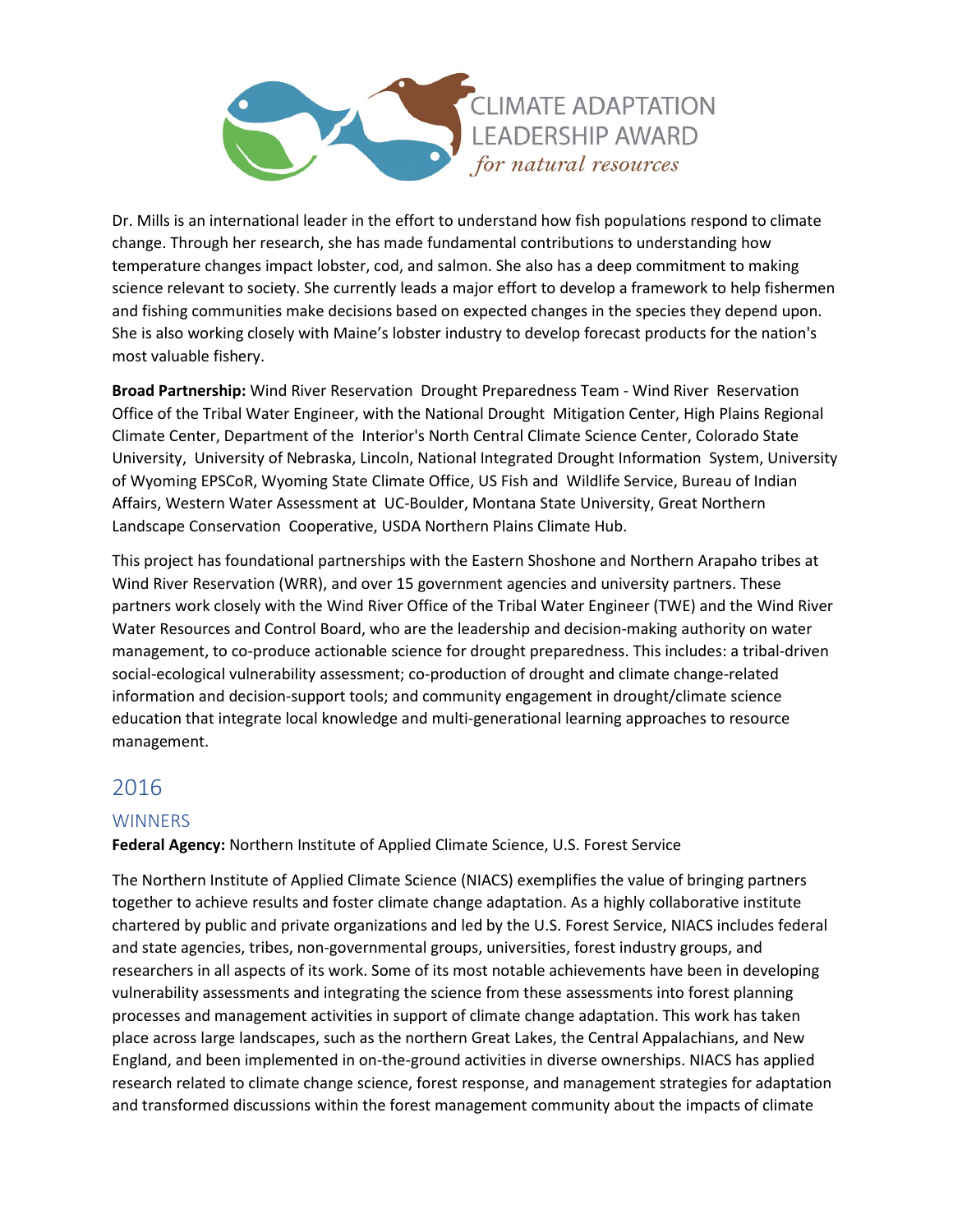Dr. Mills is an international leader in the effort to understand how fish populations respond to climate change. Through her research, she has made fundamental contributions to understanding how temperature changes impact lobster, cod, and salmon. She also has a deep commitment to making science relevant to society. She currently leads a major effort to develop a framework to help fishermen and fishing communities make decisions based on expected changes in the species they depend upon. She is also working closely with Maine's lobster industry to develop forecast products for the nation's most valuable fishery.

**Broad Partnership:** Wind River Reservation Drought Preparedness Team - Wind River Reservation Office of the Tribal Water Engineer, with the National Drought Mitigation Center, High Plains Regional Climate Center, Department of the Interior's North Central Climate Science Center, Colorado State University, University of Nebraska, Lincoln, National Integrated Drought Information System, University of Wyoming EPSCoR, Wyoming State Climate Office, US Fish and Wildlife Service, Bureau of Indian Affairs, Western Water Assessment at UC-Boulder, Montana State University, Great Northern Landscape Conservation Cooperative, USDA Northern Plains Climate Hub.

This project has foundational partnerships with the Eastern Shoshone and Northern Arapaho tribes at Wind River Reservation (WRR), and over 15 government agencies and university partners. These partners work closely with the Wind River Office of the Tribal Water Engineer (TWE) and the Wind River Water Resources and Control Board, who are the leadership and decision-making authority on water management, to co-produce actionable science for drought preparedness. This includes: a tribal-driven social-ecological vulnerability assessment; co-production of drought and climate change-related information and decision-support tools; and community engagement in drought/climate science education that integrate local knowledge and multi-generational learning approaches to resource management.

## 2016

### WINNERS

**Federal Agency:** Northern Institute of Applied Climate Science, U.S. Forest Service

The Northern Institute of Applied Climate Science (NIACS) exemplifies the value of bringing partners together to achieve results and foster climate change adaptation. As a highly collaborative institute chartered by public and private organizations and led by the U.S. Forest Service, NIACS includes federal and state agencies, tribes, non-governmental groups, universities, forest industry groups, and researchers in all aspects of its work. Some of its most notable achievements have been in developing vulnerability assessments and integrating the science from these assessments into forest planning processes and management activities in support of climate change adaptation. This work has taken place across large landscapes, such as the northern Great Lakes, the Central Appalachians, and New England, and been implemented in on-the-ground activities in diverse ownerships. NIACS has applied research related to climate change science, forest response, and management strategies for adaptation and transformed discussions within the forest management community about the impacts of climate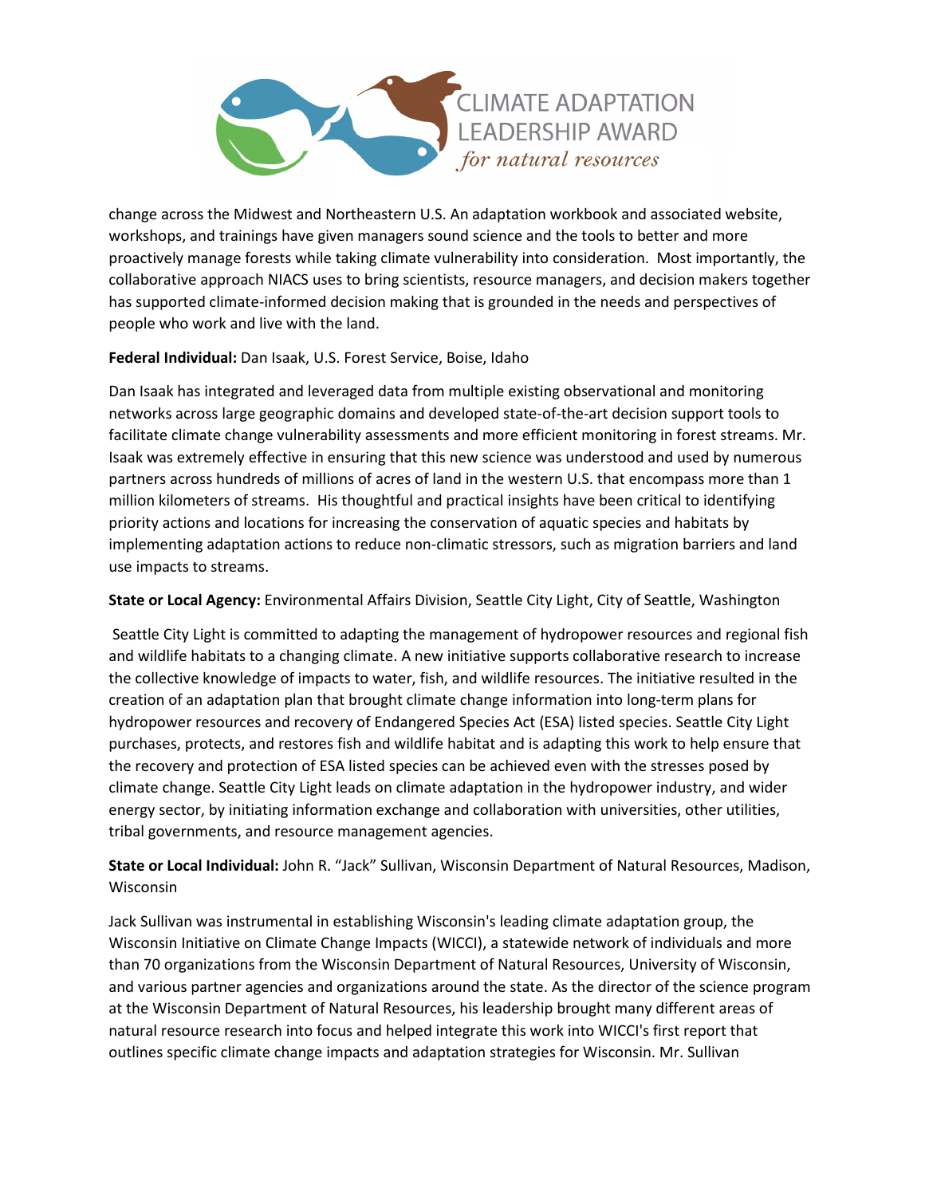change across the Midwest and Northeastern U.S. An adaptation workbook and associated website, workshops, and trainings have given managers sound science and the tools to better and more proactively manage forests while taking climate vulnerability into consideration. Most importantly, the collaborative approach NIACS uses to bring scientists, resource managers, and decision makers together has supported climate-informed decision making that is grounded in the needs and perspectives of people who work and live with the land.

**Federal Individual:** Dan Isaak, U.S. Forest Service, Boise, Idaho

Dan Isaak has integrated and leveraged data from multiple existing observational and monitoring networks across large geographic domains and developed state-of-the-art decision support tools to facilitate climate change vulnerability assessments and more efficient monitoring in forest streams. Mr. Isaak was extremely effective in ensuring that this new science was understood and used by numerous partners across hundreds of millions of acres of land in the western U.S. that encompass more than 1 million kilometers of streams. His thoughtful and practical insights have been critical to identifying priority actions and locations for increasing the conservation of aquatic species and habitats by implementing adaptation actions to reduce non-climatic stressors, such as migration barriers and land use impacts to streams.

**State or Local Agency:** Environmental Affairs Division, Seattle City Light, City of Seattle, Washington

Seattle City Light is committed to adapting the management of hydropower resources and regional fish and wildlife habitats to a changing climate. A new initiative supports collaborative research to increase the collective knowledge of impacts to water, fish, and wildlife resources. The initiative resulted in the creation of an adaptation plan that brought climate change information into long-term plans for hydropower resources and recovery of Endangered Species Act (ESA) listed species. Seattle City Light purchases, protects, and restores fish and wildlife habitat and is adapting this work to help ensure that the recovery and protection of ESA listed species can be achieved even with the stresses posed by climate change. Seattle City Light leads on climate adaptation in the hydropower industry, and wider energy sector, by initiating information exchange and collaboration with universities, other utilities, tribal governments, and resource management agencies.

**State or Local Individual:** John R. "Jack" Sullivan, Wisconsin Department of Natural Resources, Madison, Wisconsin

Jack Sullivan was instrumental in establishing Wisconsin's leading climate adaptation group, the Wisconsin Initiative on Climate Change Impacts (WICCI), a statewide network of individuals and more than 70 organizations from the Wisconsin Department of Natural Resources, University of Wisconsin, and various partner agencies and organizations around the state. As the director of the science program at the Wisconsin Department of Natural Resources, his leadership brought many different areas of natural resource research into focus and helped integrate this work into WICCI's first report that outlines specific climate change impacts and adaptation strategies for Wisconsin. Mr. Sullivan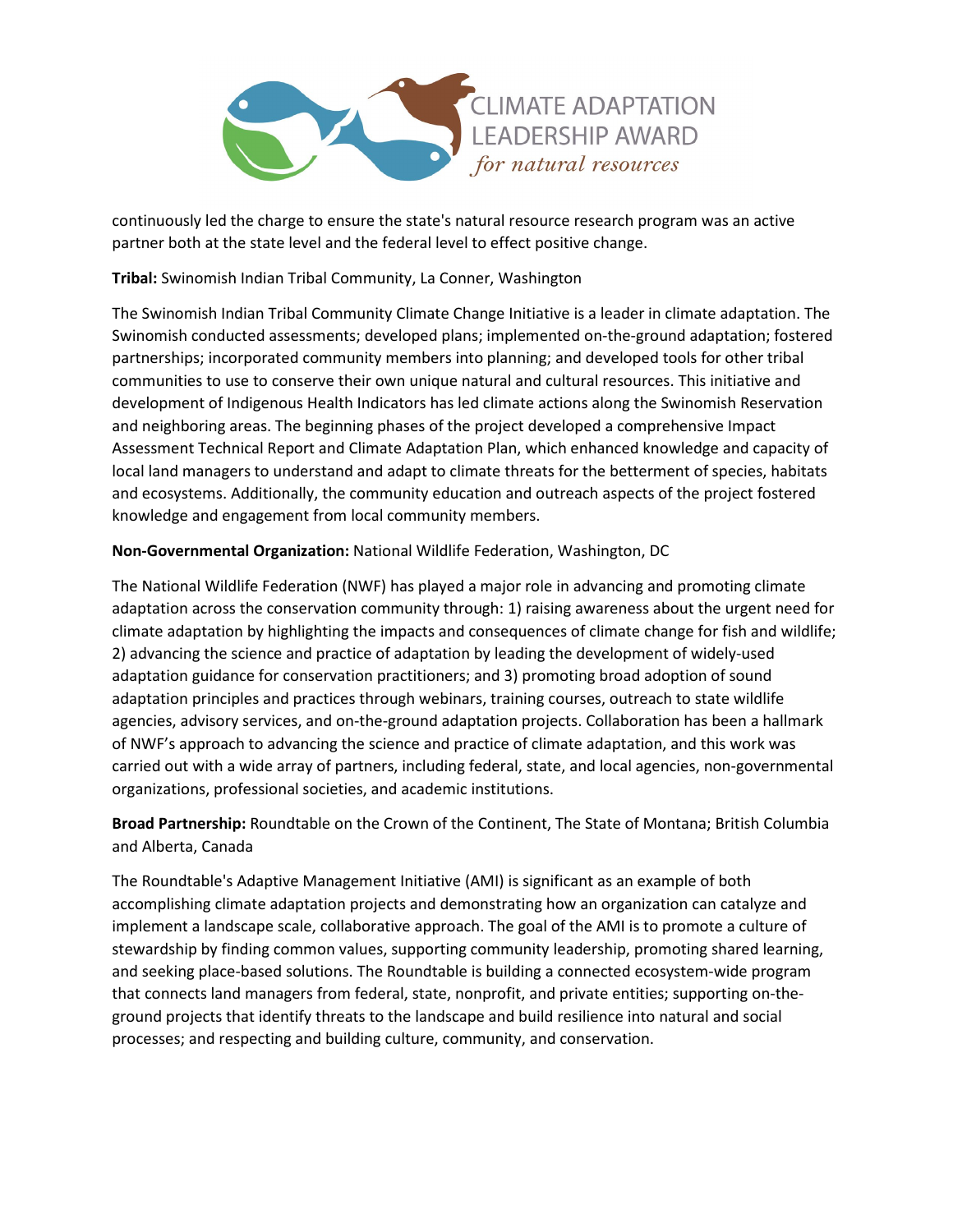continuously led the charge to ensure the state's natural resource research program was an active partner both at the state level and the federal level to effect positive change.

**Tribal:** Swinomish Indian Tribal Community, La Conner, Washington

The Swinomish Indian Tribal Community Climate Change Initiative is a leader in climate adaptation. The Swinomish conducted assessments; developed plans; implemented on-the-ground adaptation; fostered partnerships; incorporated community members into planning; and developed tools for other tribal communities to use to conserve their own unique natural and cultural resources. This initiative and development of Indigenous Health Indicators has led climate actions along the Swinomish Reservation and neighboring areas. The beginning phases of the project developed a comprehensive Impact Assessment Technical Report and Climate Adaptation Plan, which enhanced knowledge and capacity of local land managers to understand and adapt to climate threats for the betterment of species, habitats and ecosystems. Additionally, the community education and outreach aspects of the project fostered knowledge and engagement from local community members.

**Non-Governmental Organization:** National Wildlife Federation, Washington, DC

The National Wildlife Federation (NWF) has played a major role in advancing and promoting climate adaptation across the conservation community through: 1) raising awareness about the urgent need for climate adaptation by highlighting the impacts and consequences of climate change for fish and wildlife; 2) advancing the science and practice of adaptation by leading the development of widely-used adaptation guidance for conservation practitioners; and 3) promoting broad adoption of sound adaptation principles and practices through webinars, training courses, outreach to state wildlife agencies, advisory services, and on-the-ground adaptation projects. Collaboration has been a hallmark of NWF's approach to advancing the science and practice of climate adaptation, and this work was carried out with a wide array of partners, including federal, state, and local agencies, non-governmental organizations, professional societies, and academic institutions.

**Broad Partnership:** Roundtable on the Crown of the Continent, The State of Montana; British Columbia and Alberta, Canada

The Roundtable's Adaptive Management Initiative (AMI) is significant as an example of both accomplishing climate adaptation projects and demonstrating how an organization can catalyze and implement a landscape scale, collaborative approach. The goal of the AMI is to promote a culture of stewardship by finding common values, supporting community leadership, promoting shared learning, and seeking place-based solutions. The Roundtable is building a connected ecosystem-wide program that connects land managers from federal, state, nonprofit, and private entities; supporting on-the-ground projects that identify threats to the landscape and build resilience into natural and social processes; and respecting and building culture, community, and conservation.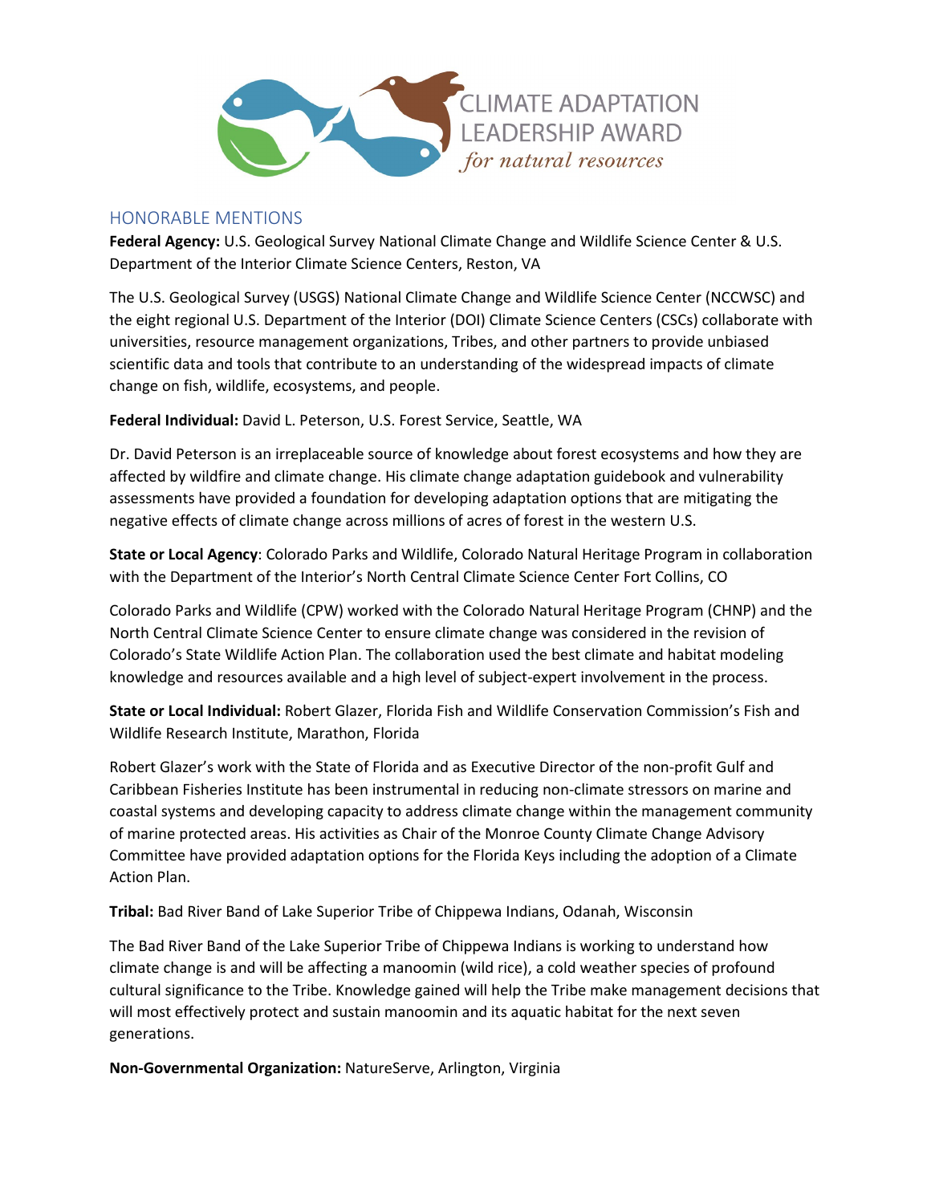CLIMATE ADAPTATION LEADERSHIP AWARD *for natural resources*

## HONORABLE MENTIONS

**Federal Agency:** U.S. Geological Survey National Climate Change and Wildlife Science Center & U.S. Department of the Interior Climate Science Centers, Reston, VA

The U.S. Geological Survey (USGS) National Climate Change and Wildlife Science Center (NCCWSC) and the eight regional U.S. Department of the Interior (DOI) Climate Science Centers (CSCs) collaborate with universities, resource management organizations, Tribes, and other partners to provide unbiased scientific data and tools that contribute to an understanding of the widespread impacts of climate change on fish, wildlife, ecosystems, and people.

**Federal Individual:** David L. Peterson, U.S. Forest Service, Seattle, WA

Dr. David Peterson is an irreplaceable source of knowledge about forest ecosystems and how they are affected by wildfire and climate change. His climate change adaptation guidebook and vulnerability assessments have provided a foundation for developing adaptation options that are mitigating the negative effects of climate change across millions of acres of forest in the western U.S.

**State or Local Agency**: Colorado Parks and Wildlife, Colorado Natural Heritage Program in collaboration with the Department of the Interior's North Central Climate Science Center Fort Collins, CO

Colorado Parks and Wildlife (CPW) worked with the Colorado Natural Heritage Program (CHNP) and the North Central Climate Science Center to ensure climate change was considered in the revision of Colorado's State Wildlife Action Plan. The collaboration used the best climate and habitat modeling knowledge and resources available and a high level of subject-expert involvement in the process.

**State or Local Individual:** Robert Glazer, Florida Fish and Wildlife Conservation Commission's Fish and Wildlife Research Institute, Marathon, Florida

Robert Glazer's work with the State of Florida and as Executive Director of the non-profit Gulf and Caribbean Fisheries Institute has been instrumental in reducing non-climate stressors on marine and coastal systems and developing capacity to address climate change within the management community of marine protected areas. His activities as Chair of the Monroe County Climate Change Advisory Committee have provided adaptation options for the Florida Keys including the adoption of a Climate Action Plan.

**Tribal:** Bad River Band of Lake Superior Tribe of Chippewa Indians, Odanah, Wisconsin

The Bad River Band of the Lake Superior Tribe of Chippewa Indians is working to understand how climate change is and will be affecting a manoomin (wild rice), a cold weather species of profound cultural significance to the Tribe. Knowledge gained will help the Tribe make management decisions that will most effectively protect and sustain manoomin and its aquatic habitat for the next seven generations.

**Non-Governmental Organization:** NatureServe, Arlington, Virginia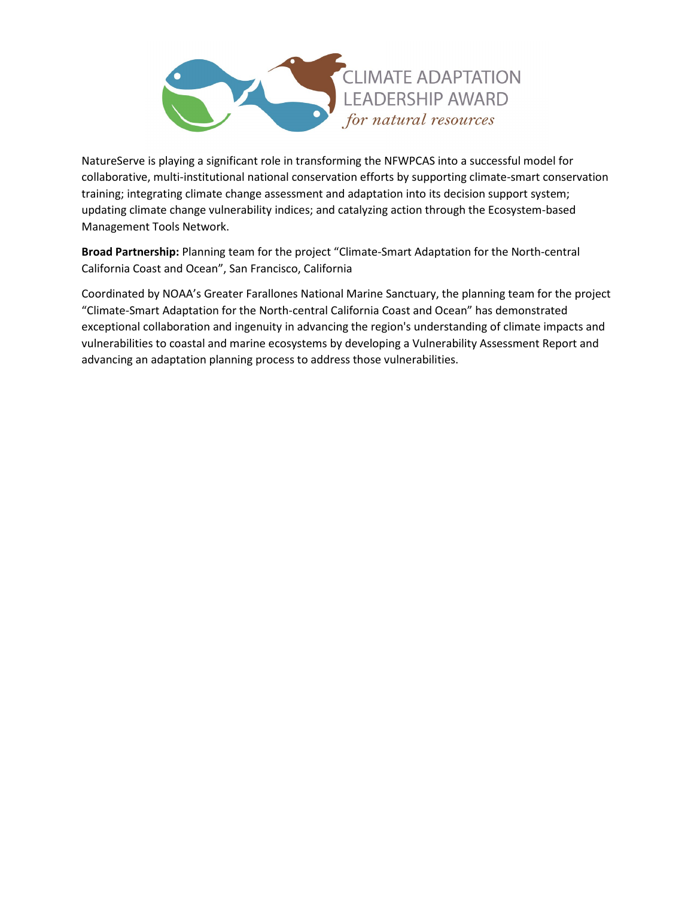NatureServe is playing a significant role in transforming the NFWPCAS into a successful model for collaborative, multi-institutional national conservation efforts by supporting climate-smart conservation training; integrating climate change assessment and adaptation into its decision support system; updating climate change vulnerability indices; and catalyzing action through the Ecosystem-based Management Tools Network.

**Broad Partnership:** Planning team for the project "Climate-Smart Adaptation for the North-central California Coast and Ocean", San Francisco, California

Coordinated by NOAA's Greater Farallones National Marine Sanctuary, the planning team for the project "Climate-Smart Adaptation for the North-central California Coast and Ocean" has demonstrated exceptional collaboration and ingenuity in advancing the region's understanding of climate impacts and vulnerabilities to coastal and marine ecosystems by developing a Vulnerability Assessment Report and advancing an adaptation planning process to address those vulnerabilities.